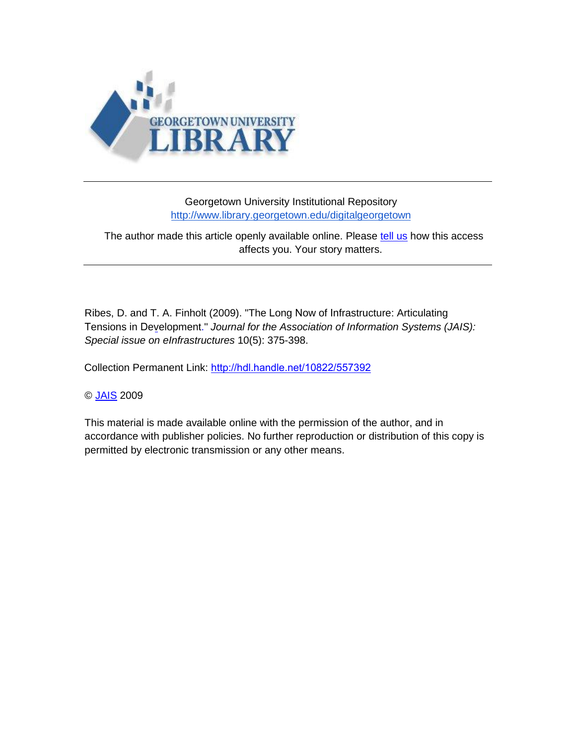GEORGETOWN UNIVERSITY LIBRARY

Georgetown University Institutional Repository
http://www.library.georgetown.edu/digitalgeorgetown

The author made this article openly available online. Please tell us how this access affects you. Your story matters.

Ribes, D. and T. A. Finholt (2009). "The Long Now of Infrastructure: Articulating Tensions in Development." *Journal for the Association of Information Systems (JAIS): Special issue on eInfrastructures* 10(5): 375-398.

Collection Permanent Link: http://hdl.handle.net/10822/557392

© JAIS 2009

This material is made available online with the permission of the author, and in accordance with publisher policies. No further reproduction or distribution of this copy is permitted by electronic transmission or any other means.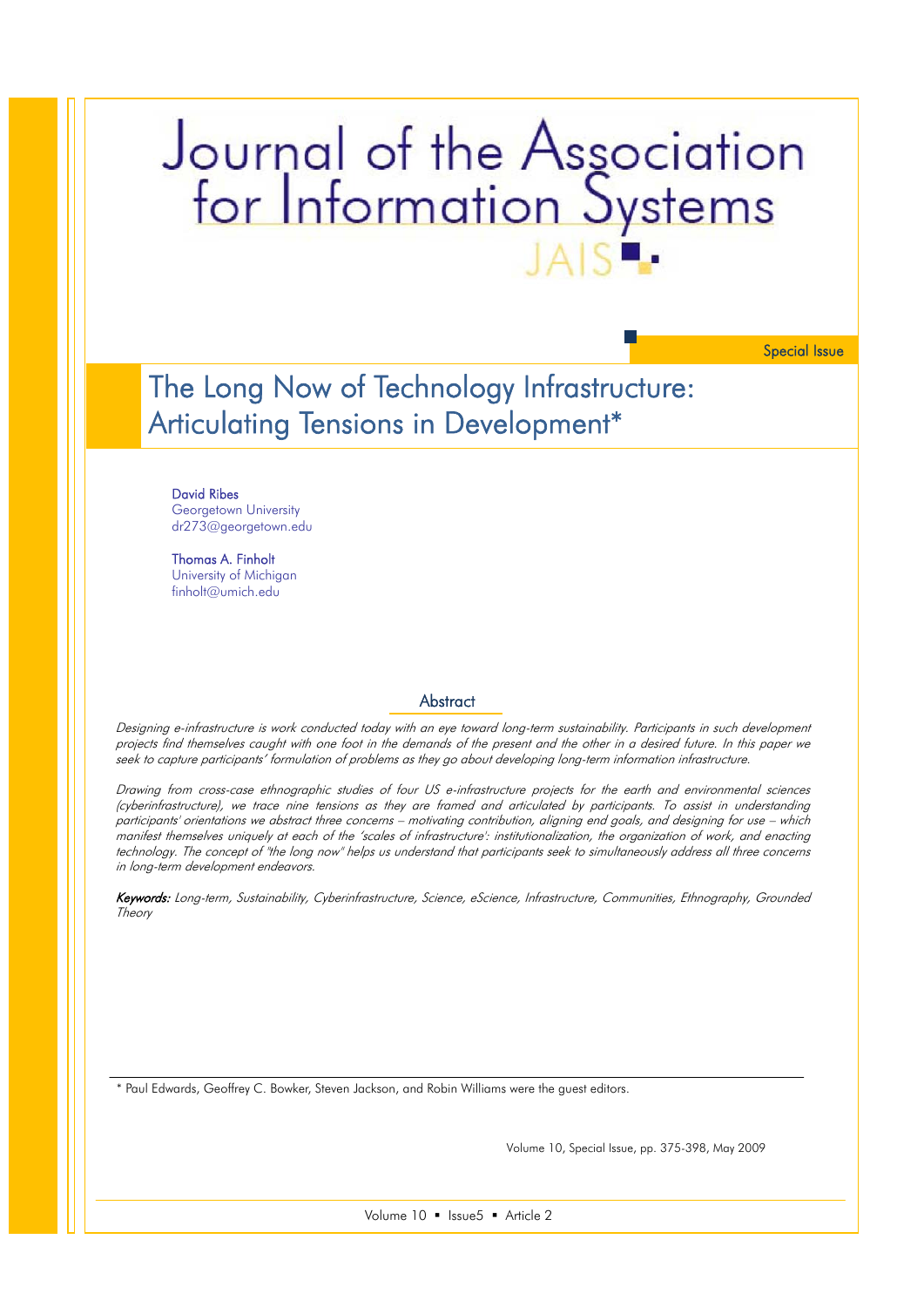Special Issue

# The Long Now of Technology Infrastructure: Articulating Tensions in Development*

**David Ribes**
Georgetown University
dr273@georgetown.edu

**Thomas A. Finholt**
University of Michigan
finholt@umich.edu

## Abstract

*Designing e-infrastructure is work conducted today with an eye toward long-term sustainability. Participants in such development projects find themselves caught with one foot in the demands of the present and the other in a desired future. In this paper we seek to capture participants' formulation of problems as they go about developing long-term information infrastructure.*

*Drawing from cross-case ethnographic studies of four US e-infrastructure projects for the earth and environmental sciences (cyberinfrastructure), we trace nine tensions as they are framed and articulated by participants. To assist in understanding participants' orientations we abstract three concerns – motivating contribution, aligning end goals, and designing for use – which manifest themselves uniquely at each of the 'scales of infrastructure': institutionalization, the organization of work, and enacting technology. The concept of "the long now" helps us understand that participants seek to simultaneously address all three concerns in long-term development endeavors.*

***Keywords:*** *Long-term, Sustainability, Cyberinfrastructure, Science, eScience, Infrastructure, Communities, Ethnography, Grounded Theory*

---

* Paul Edwards, Geoffrey C. Bowker, Steven Jackson, and Robin Williams were the guest editors.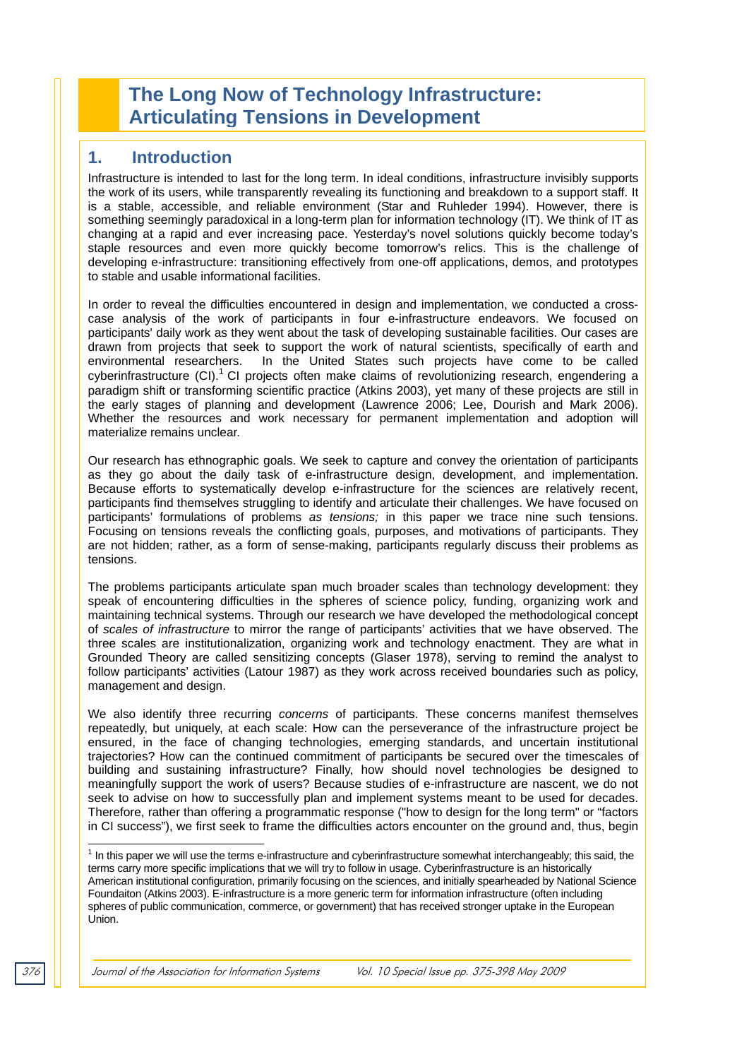# The Long Now of Technology Infrastructure: Articulating Tensions in Development

## 1. Introduction

Infrastructure is intended to last for the long term. In ideal conditions, infrastructure invisibly supports the work of its users, while transparently revealing its functioning and breakdown to a support staff. It is a stable, accessible, and reliable environment (Star and Ruhleder 1994). However, there is something seemingly paradoxical in a long-term plan for information technology (IT). We think of IT as changing at a rapid and ever increasing pace. Yesterday's novel solutions quickly become today's staple resources and even more quickly become tomorrow's relics. This is the challenge of developing e-infrastructure: transitioning effectively from one-off applications, demos, and prototypes to stable and usable informational facilities.

In order to reveal the difficulties encountered in design and implementation, we conducted a cross-case analysis of the work of participants in four e-infrastructure endeavors. We focused on participants' daily work as they went about the task of developing sustainable facilities. Our cases are drawn from projects that seek to support the work of natural scientists, specifically of earth and environmental researchers. In the United States such projects have come to be called cyberinfrastructure (CI).[1] CI projects often make claims of revolutionizing research, engendering a paradigm shift or transforming scientific practice (Atkins 2003), yet many of these projects are still in the early stages of planning and development (Lawrence 2006; Lee, Dourish and Mark 2006). Whether the resources and work necessary for permanent implementation and adoption will materialize remains unclear.

Our research has ethnographic goals. We seek to capture and convey the orientation of participants as they go about the daily task of e-infrastructure design, development, and implementation. Because efforts to systematically develop e-infrastructure for the sciences are relatively recent, participants find themselves struggling to identify and articulate their challenges. We have focused on participants' formulations of problems *as tensions;* in this paper we trace nine such tensions. Focusing on tensions reveals the conflicting goals, purposes, and motivations of participants. They are not hidden; rather, as a form of sense-making, participants regularly discuss their problems as tensions.

The problems participants articulate span much broader scales than technology development: they speak of encountering difficulties in the spheres of science policy, funding, organizing work and maintaining technical systems. Through our research we have developed the methodological concept of *scales of infrastructure* to mirror the range of participants' activities that we have observed. The three scales are institutionalization, organizing work and technology enactment. They are what in Grounded Theory are called sensitizing concepts (Glaser 1978), serving to remind the analyst to follow participants' activities (Latour 1987) as they work across received boundaries such as policy, management and design.

We also identify three recurring *concerns* of participants. These concerns manifest themselves repeatedly, but uniquely, at each scale: How can the perseverance of the infrastructure project be ensured, in the face of changing technologies, emerging standards, and uncertain institutional trajectories? How can the continued commitment of participants be secured over the timescales of building and sustaining infrastructure? Finally, how should novel technologies be designed to meaningfully support the work of users? Because studies of e-infrastructure are nascent, we do not seek to advise on how to successfully plan and implement systems meant to be used for decades. Therefore, rather than offering a programmatic response ("how to design for the long term" or "factors in CI success"), we first seek to frame the difficulties actors encounter on the ground and, thus, begin

[1] In this paper we will use the terms e-infrastructure and cyberinfrastructure somewhat interchangeably; this said, the terms carry more specific implications that we will try to follow in usage. Cyberinfrastructure is an historically American institutional configuration, primarily focusing on the sciences, and initially spearheaded by National Science Foundaiton (Atkins 2003). E-infrastructure is a more generic term for information infrastructure (often including spheres of public communication, commerce, or government) that has received stronger uptake in the European Union.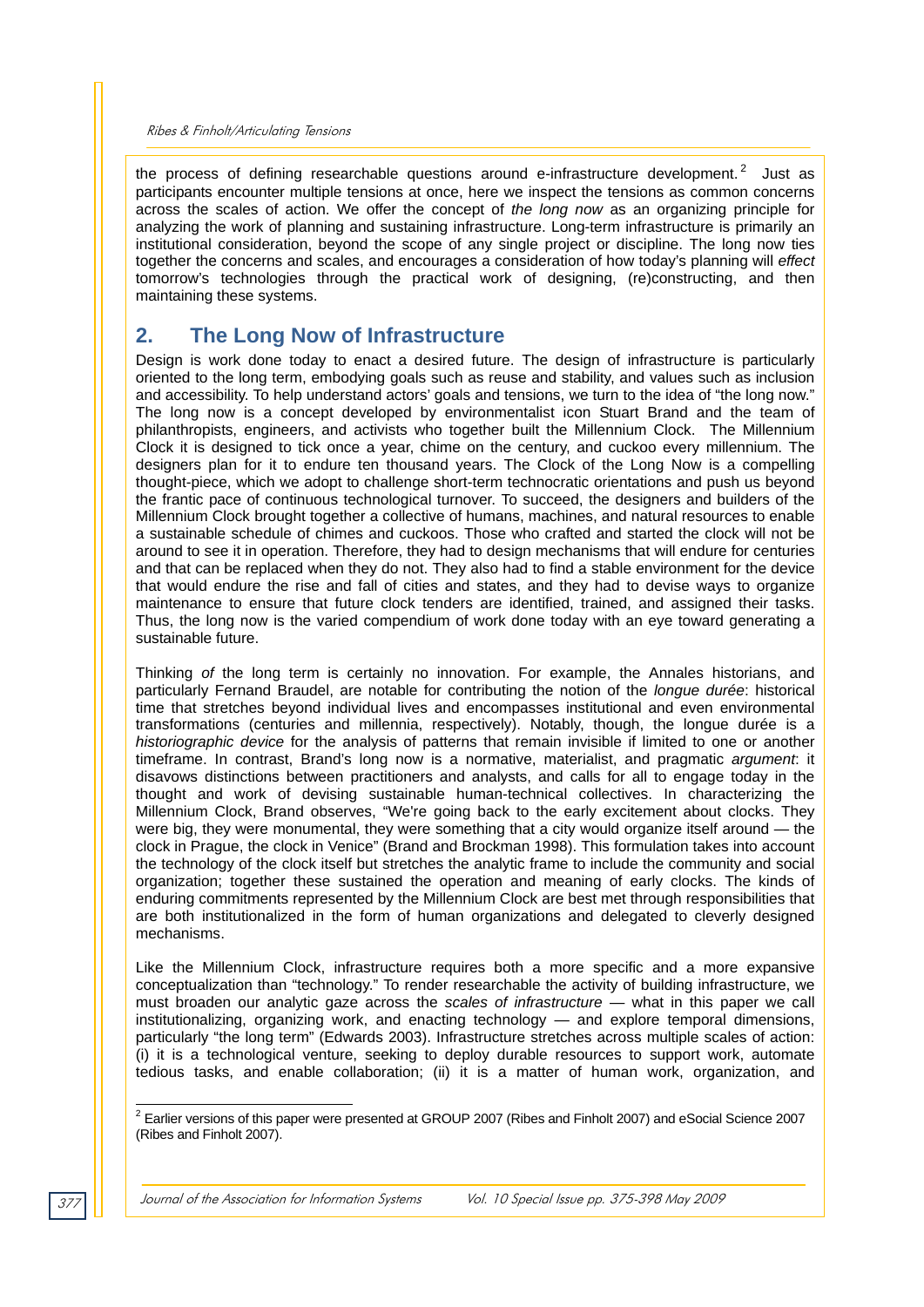the process of defining researchable questions around e-infrastructure development.[2] Just as participants encounter multiple tensions at once, here we inspect the tensions as common concerns across the scales of action. We offer the concept of *the long now* as an organizing principle for analyzing the work of planning and sustaining infrastructure. Long-term infrastructure is primarily an institutional consideration, beyond the scope of any single project or discipline. The long now ties together the concerns and scales, and encourages a consideration of how today's planning will *effect* tomorrow's technologies through the practical work of designing, (re)constructing, and then maintaining these systems.

## 2. The Long Now of Infrastructure

Design is work done today to enact a desired future. The design of infrastructure is particularly oriented to the long term, embodying goals such as reuse and stability, and values such as inclusion and accessibility. To help understand actors' goals and tensions, we turn to the idea of "the long now." The long now is a concept developed by environmentalist icon Stuart Brand and the team of philanthropists, engineers, and activists who together built the Millennium Clock. The Millennium Clock it is designed to tick once a year, chime on the century, and cuckoo every millennium. The designers plan for it to endure ten thousand years. The Clock of the Long Now is a compelling thought-piece, which we adopt to challenge short-term technocratic orientations and push us beyond the frantic pace of continuous technological turnover. To succeed, the designers and builders of the Millennium Clock brought together a collective of humans, machines, and natural resources to enable a sustainable schedule of chimes and cuckoos. Those who crafted and started the clock will not be around to see it in operation. Therefore, they had to design mechanisms that will endure for centuries and that can be replaced when they do not. They also had to find a stable environment for the device that would endure the rise and fall of cities and states, and they had to devise ways to organize maintenance to ensure that future clock tenders are identified, trained, and assigned their tasks. Thus, the long now is the varied compendium of work done today with an eye toward generating a sustainable future.

Thinking *of* the long term is certainly no innovation. For example, the Annales historians, and particularly Fernand Braudel, are notable for contributing the notion of the *longue durée*: historical time that stretches beyond individual lives and encompasses institutional and even environmental transformations (centuries and millennia, respectively). Notably, though, the longue durée is a *historiographic device* for the analysis of patterns that remain invisible if limited to one or another timeframe. In contrast, Brand's long now is a normative, materialist, and pragmatic *argument*: it disavows distinctions between practitioners and analysts, and calls for all to engage today in the thought and work of devising sustainable human-technical collectives. In characterizing the Millennium Clock, Brand observes, "We're going back to the early excitement about clocks. They were big, they were monumental, they were something that a city would organize itself around — the clock in Prague, the clock in Venice" (Brand and Brockman 1998). This formulation takes into account the technology of the clock itself but stretches the analytic frame to include the community and social organization; together these sustained the operation and meaning of early clocks. The kinds of enduring commitments represented by the Millennium Clock are best met through responsibilities that are both institutionalized in the form of human organizations and delegated to cleverly designed mechanisms.

Like the Millennium Clock, infrastructure requires both a more specific and a more expansive conceptualization than "technology." To render researchable the activity of building infrastructure, we must broaden our analytic gaze across the *scales of infrastructure* — what in this paper we call institutionalizing, organizing work, and enacting technology — and explore temporal dimensions, particularly "the long term" (Edwards 2003). Infrastructure stretches across multiple scales of action: (i) it is a technological venture, seeking to deploy durable resources to support work, automate tedious tasks, and enable collaboration; (ii) it is a matter of human work, organization, and

[2] Earlier versions of this paper were presented at GROUP 2007 (Ribes and Finholt 2007) and eSocial Science 2007 (Ribes and Finholt 2007).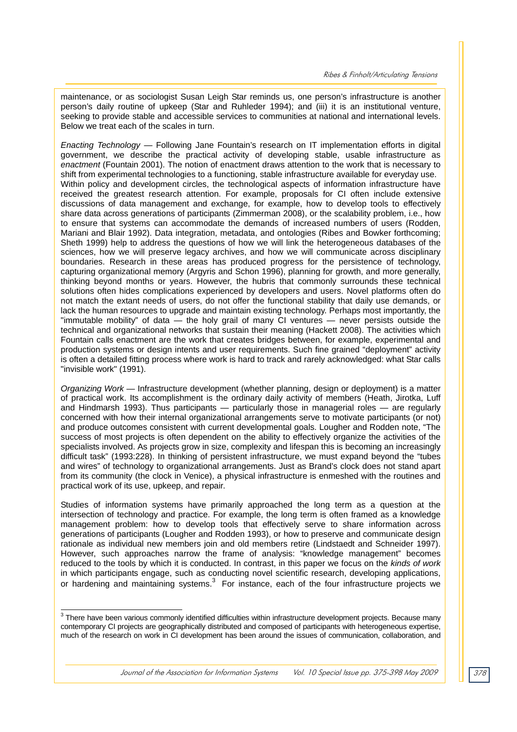maintenance, or as sociologist Susan Leigh Star reminds us, one person's infrastructure is another person's daily routine of upkeep (Star and Ruhleder 1994); and (iii) it is an institutional venture, seeking to provide stable and accessible services to communities at national and international levels. Below we treat each of the scales in turn.

*Enacting Technology* — Following Jane Fountain's research on IT implementation efforts in digital government, we describe the practical activity of developing stable, usable infrastructure as *enactment* (Fountain 2001). The notion of enactment draws attention to the work that is necessary to shift from experimental technologies to a functioning, stable infrastructure available for everyday use. Within policy and development circles, the technological aspects of information infrastructure have received the greatest research attention. For example, proposals for CI often include extensive discussions of data management and exchange, for example, how to develop tools to effectively share data across generations of participants (Zimmerman 2008), or the scalability problem, i.e., how to ensure that systems can accommodate the demands of increased numbers of users (Rodden, Mariani and Blair 1992). Data integration, metadata, and ontologies (Ribes and Bowker forthcoming; Sheth 1999) help to address the questions of how we will link the heterogeneous databases of the sciences, how we will preserve legacy archives, and how we will communicate across disciplinary boundaries. Research in these areas has produced progress for the persistence of technology, capturing organizational memory (Argyris and Schon 1996), planning for growth, and more generally, thinking beyond months or years. However, the hubris that commonly surrounds these technical solutions often hides complications experienced by developers and users. Novel platforms often do not match the extant needs of users, do not offer the functional stability that daily use demands, or lack the human resources to upgrade and maintain existing technology. Perhaps most importantly, the "immutable mobility" of data — the holy grail of many CI ventures — never persists outside the technical and organizational networks that sustain their meaning (Hackett 2008). The activities which Fountain calls enactment are the work that creates bridges between, for example, experimental and production systems or design intents and user requirements. Such fine grained "deployment" activity is often a detailed fitting process where work is hard to track and rarely acknowledged: what Star calls "invisible work" (1991).

*Organizing Work* — Infrastructure development (whether planning, design or deployment) is a matter of practical work. Its accomplishment is the ordinary daily activity of members (Heath, Jirotka, Luff and Hindmarsh 1993). Thus participants — particularly those in managerial roles — are regularly concerned with how their internal organizational arrangements serve to motivate participants (or not) and produce outcomes consistent with current developmental goals. Lougher and Rodden note, "The success of most projects is often dependent on the ability to effectively organize the activities of the specialists involved. As projects grow in size, complexity and lifespan this is becoming an increasingly difficult task" (1993:228). In thinking of persistent infrastructure, we must expand beyond the "tubes and wires" of technology to organizational arrangements. Just as Brand's clock does not stand apart from its community (the clock in Venice), a physical infrastructure is enmeshed with the routines and practical work of its use, upkeep, and repair.

Studies of information systems have primarily approached the long term as a question at the intersection of technology and practice. For example, the long term is often framed as a knowledge management problem: how to develop tools that effectively serve to share information across generations of participants (Lougher and Rodden 1993), or how to preserve and communicate design rationale as individual new members join and old members retire (Lindstaedt and Schneider 1997). However, such approaches narrow the frame of analysis: "knowledge management" becomes reduced to the tools by which it is conducted. In contrast, in this paper we focus on the *kinds of work* in which participants engage, such as conducting novel scientific research, developing applications, or hardening and maintaining systems.[3] For instance, each of the four infrastructure projects we

[3] There have been various commonly identified difficulties within infrastructure development projects. Because many contemporary CI projects are geographically distributed and composed of participants with heterogeneous expertise, much of the research on work in CI development has been around the issues of communication, collaboration, and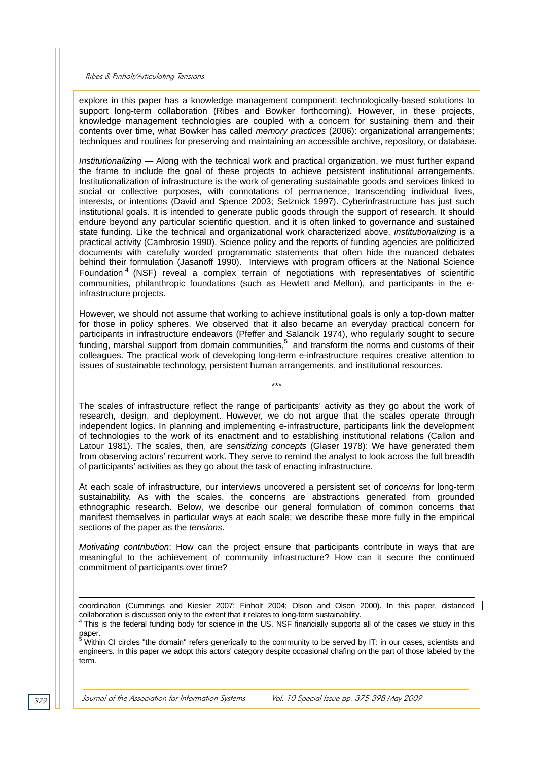explore in this paper has a knowledge management component: technologically-based solutions to support long-term collaboration (Ribes and Bowker forthcoming). However, in these projects, knowledge management technologies are coupled with a concern for sustaining them and their contents over time, what Bowker has called *memory practices* (2006): organizational arrangements; techniques and routines for preserving and maintaining an accessible archive, repository, or database.

*Institutionalizing* — Along with the technical work and practical organization, we must further expand the frame to include the goal of these projects to achieve persistent institutional arrangements. Institutionalization of infrastructure is the work of generating sustainable goods and services linked to social or collective purposes, with connotations of permanence, transcending individual lives, interests, or intentions (David and Spence 2003; Selznick 1997). Cyberinfrastructure has just such institutional goals. It is intended to generate public goods through the support of research. It should endure beyond any particular scientific question, and it is often linked to governance and sustained state funding. Like the technical and organizational work characterized above, *institutionalizing* is a practical activity (Cambrosio 1990). Science policy and the reports of funding agencies are politicized documents with carefully worded programmatic statements that often hide the nuanced debates behind their formulation (Jasanoff 1990). Interviews with program officers at the National Science Foundation [4] (NSF) reveal a complex terrain of negotiations with representatives of scientific communities, philanthropic foundations (such as Hewlett and Mellon), and participants in the e-infrastructure projects.

However, we should not assume that working to achieve institutional goals is only a top-down matter for those in policy spheres. We observed that it also became an everyday practical concern for participants in infrastructure endeavors (Pfeffer and Salancik 1974), who regularly sought to secure funding, marshal support from domain communities,[5] and transform the norms and customs of their colleagues. The practical work of developing long-term e-infrastructure requires creative attention to issues of sustainable technology, persistent human arrangements, and institutional resources.

\*\*\*

The scales of infrastructure reflect the range of participants' activity as they go about the work of research, design, and deployment. However, we do not argue that the scales operate through independent logics. In planning and implementing e-infrastructure, participants link the development of technologies to the work of its enactment and to establishing institutional relations (Callon and Latour 1981). The scales, then, are *sensitizing concepts* (Glaser 1978): We have generated them from observing actors' recurrent work. They serve to remind the analyst to look across the full breadth of participants' activities as they go about the task of enacting infrastructure.

At each scale of infrastructure, our interviews uncovered a persistent set of *concerns* for long-term sustainability. As with the scales, the concerns are abstractions generated from grounded ethnographic research. Below, we describe our general formulation of common concerns that manifest themselves in particular ways at each scale; we describe these more fully in the empirical sections of the paper as the *tensions*.

*Motivating contribution*: How can the project ensure that participants contribute in ways that are meaningful to the achievement of community infrastructure? How can it secure the continued commitment of participants over time?

---

coordination (Cummings and Kiesler 2007; Finholt 2004; Olson and Olson 2000). In this paper, distanced collaboration is discussed only to the extent that it relates to long-term sustainability.

[4] This is the federal funding body for science in the US. NSF financially supports all of the cases we study in this paper.

[5] Within CI circles "the domain" refers generically to the community to be served by IT: in our cases, scientists and engineers. In this paper we adopt this actors' category despite occasional chafing on the part of those labeled by the term.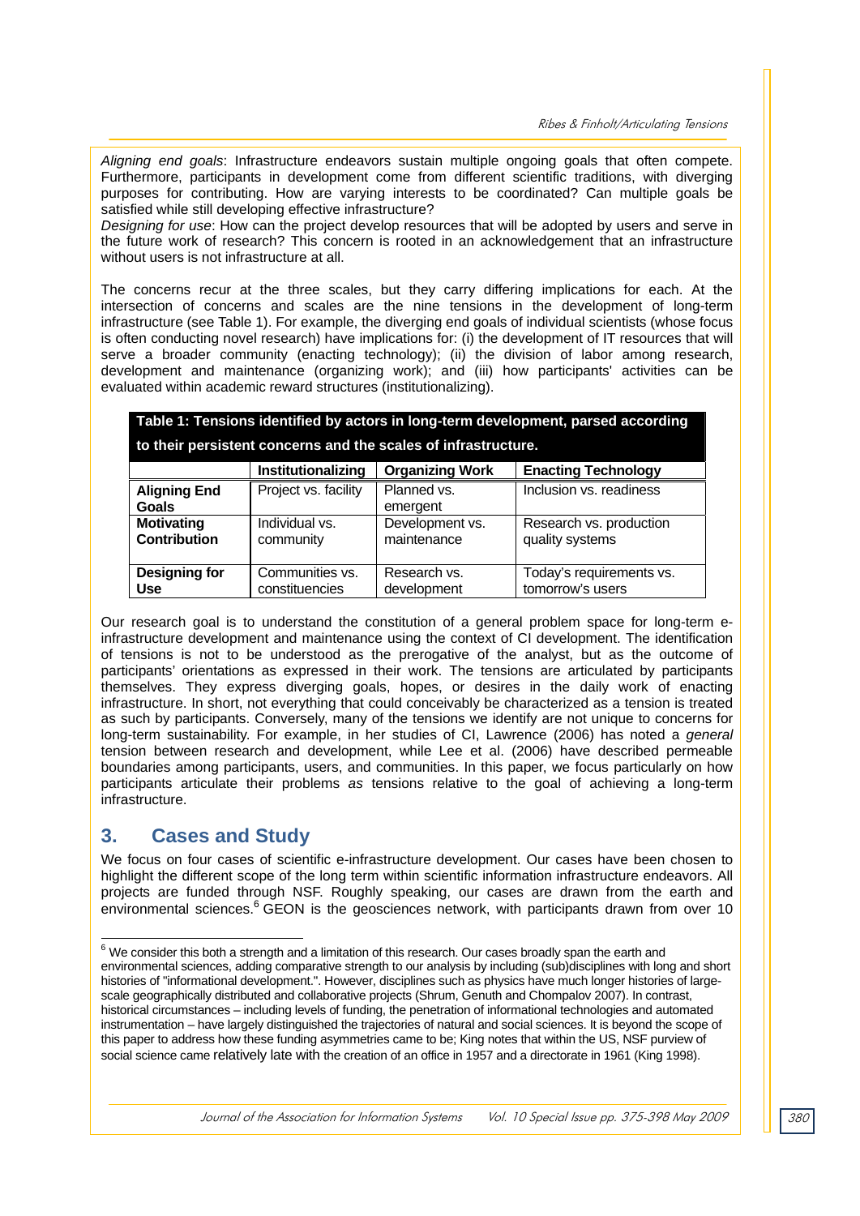*Aligning end goals*: Infrastructure endeavors sustain multiple ongoing goals that often compete. Furthermore, participants in development come from different scientific traditions, with diverging purposes for contributing. How are varying interests to be coordinated? Can multiple goals be satisfied while still developing effective infrastructure?
*Designing for use*: How can the project develop resources that will be adopted by users and serve in the future work of research? This concern is rooted in an acknowledgement that an infrastructure without users is not infrastructure at all.

The concerns recur at the three scales, but they carry differing implications for each. At the intersection of concerns and scales are the nine tensions in the development of long-term infrastructure (see Table 1). For example, the diverging end goals of individual scientists (whose focus is often conducting novel research) have implications for: (i) the development of IT resources that will serve a broader community (enacting technology); (ii) the division of labor among research, development and maintenance (organizing work); and (iii) how participants' activities can be evaluated within academic reward structures (institutionalizing).

**Table 1: Tensions identified by actors in long-term development, parsed according to their persistent concerns and the scales of infrastructure.**

| | **Institutionalizing** | **Organizing Work** | **Enacting Technology** |
|---|---|---|---|
| **Aligning End Goals** | Project vs. facility | Planned vs. emergent | Inclusion vs. readiness |
| **Motivating Contribution** | Individual vs. community | Development vs. maintenance | Research vs. production quality systems |
| **Designing for Use** | Communities vs. constituencies | Research vs. development | Today's requirements vs. tomorrow's users |

Our research goal is to understand the constitution of a general problem space for long-term e-infrastructure development and maintenance using the context of CI development. The identification of tensions is not to be understood as the prerogative of the analyst, but as the outcome of participants' orientations as expressed in their work. The tensions are articulated by participants themselves. They express diverging goals, hopes, or desires in the daily work of enacting infrastructure. In short, not everything that could conceivably be characterized as a tension is treated as such by participants. Conversely, many of the tensions we identify are not unique to concerns for long-term sustainability. For example, in her studies of CI, Lawrence (2006) has noted a *general* tension between research and development, while Lee et al. (2006) have described permeable boundaries among participants, users, and communities. In this paper, we focus particularly on how participants articulate their problems *as* tensions relative to the goal of achieving a long-term infrastructure.

## 3. Cases and Study

We focus on four cases of scientific e-infrastructure development. Our cases have been chosen to highlight the different scope of the long term within scientific information infrastructure endeavors. All projects are funded through NSF. Roughly speaking, our cases are drawn from the earth and environmental sciences.[6] GEON is the geosciences network, with participants drawn from over 10

[6] We consider this both a strength and a limitation of this research. Our cases broadly span the earth and environmental sciences, adding comparative strength to our analysis by including (sub)disciplines with long and short histories of "informational development.". However, disciplines such as physics have much longer histories of large-scale geographically distributed and collaborative projects (Shrum, Genuth and Chompalov 2007). In contrast, historical circumstances – including levels of funding, the penetration of informational technologies and automated instrumentation – have largely distinguished the trajectories of natural and social sciences. It is beyond the scope of this paper to address how these funding asymmetries came to be; King notes that within the US, NSF purview of social science came relatively late with the creation of an office in 1957 and a directorate in 1961 (King 1998).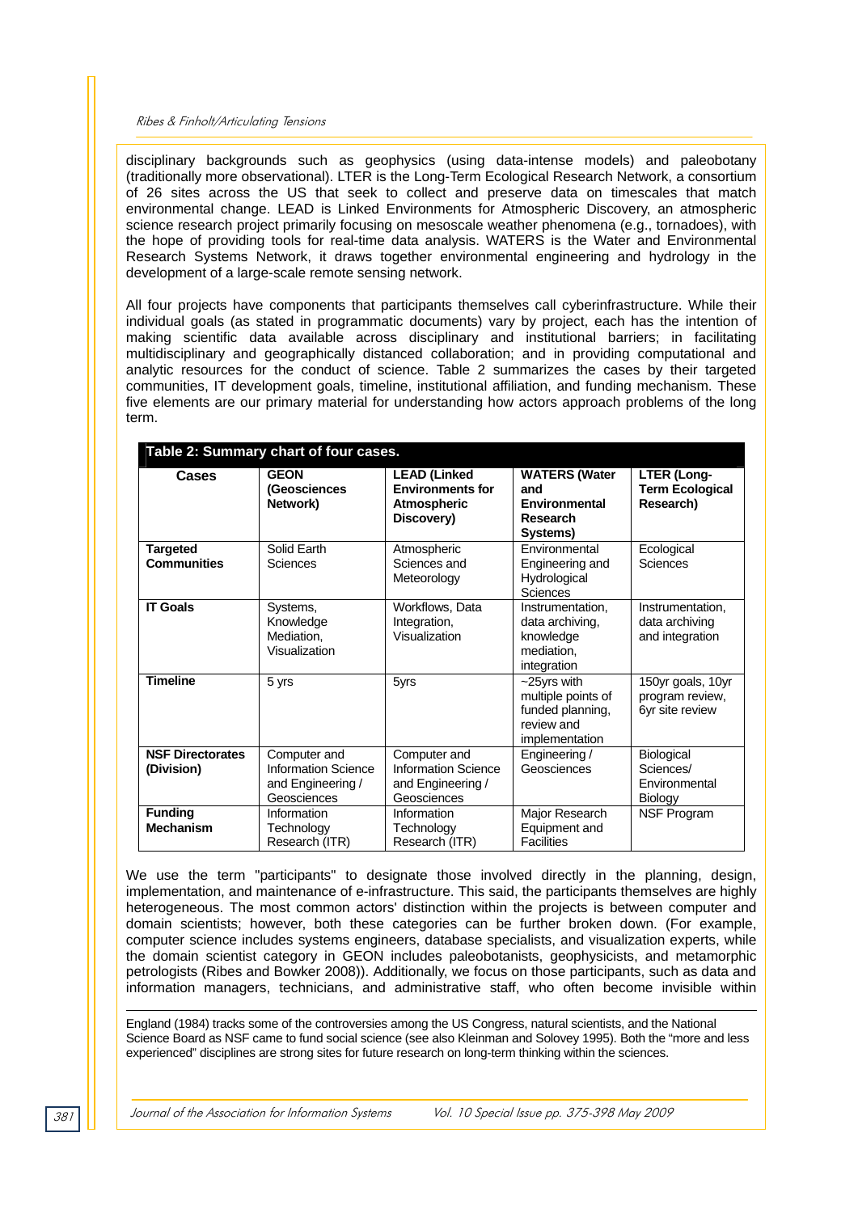disciplinary backgrounds such as geophysics (using data-intense models) and paleobotany (traditionally more observational). LTER is the Long-Term Ecological Research Network, a consortium of 26 sites across the US that seek to collect and preserve data on timescales that match environmental change. LEAD is Linked Environments for Atmospheric Discovery, an atmospheric science research project primarily focusing on mesoscale weather phenomena (e.g., tornadoes), with the hope of providing tools for real-time data analysis. WATERS is the Water and Environmental Research Systems Network, it draws together environmental engineering and hydrology in the development of a large-scale remote sensing network.

All four projects have components that participants themselves call cyberinfrastructure. While their individual goals (as stated in programmatic documents) vary by project, each has the intention of making scientific data available across disciplinary and institutional barriers; in facilitating multidisciplinary and geographically distanced collaboration; and in providing computational and analytic resources for the conduct of science. Table 2 summarizes the cases by their targeted communities, IT development goals, timeline, institutional affiliation, and funding mechanism. These five elements are our primary material for understanding how actors approach problems of the long term.

**Table 2: Summary chart of four cases.**

| Cases | GEON (Geosciences Network) | LEAD (Linked Environments for Atmospheric Discovery) | WATERS (Water and Environmental Research Systems) | LTER (Long-Term Ecological Research) |
|---|---|---|---|---|
| **Targeted Communities** | Solid Earth Sciences | Atmospheric Sciences and Meteorology | Environmental Engineering and Hydrological Sciences | Ecological Sciences |
| **IT Goals** | Systems, Knowledge Mediation, Visualization | Workflows, Data Integration, Visualization | Instrumentation, data archiving, knowledge mediation, integration | Instrumentation, data archiving and integration |
| **Timeline** | 5 yrs | 5yrs | ~25yrs with multiple points of funded planning, review and implementation | 150yr goals, 10yr program review, 6yr site review |
| **NSF Directorates (Division)** | Computer and Information Science and Engineering / Geosciences | Computer and Information Science and Engineering / Geosciences | Engineering / Geosciences | Biological Sciences/ Environmental Biology |
| **Funding Mechanism** | Information Technology Research (ITR) | Information Technology Research (ITR) | Major Research Equipment and Facilities | NSF Program |

We use the term "participants" to designate those involved directly in the planning, design, implementation, and maintenance of e-infrastructure. This said, the participants themselves are highly heterogeneous. The most common actors' distinction within the projects is between computer and domain scientists; however, both these categories can be further broken down. (For example, computer science includes systems engineers, database specialists, and visualization experts, while the domain scientist category in GEON includes paleobotanists, geophysicists, and metamorphic petrologists (Ribes and Bowker 2008)). Additionally, we focus on those participants, such as data and information managers, technicians, and administrative staff, who often become invisible within

---

England (1984) tracks some of the controversies among the US Congress, natural scientists, and the National Science Board as NSF came to fund social science (see also Kleinman and Solovey 1995). Both the "more and less experienced" disciplines are strong sites for future research on long-term thinking within the sciences.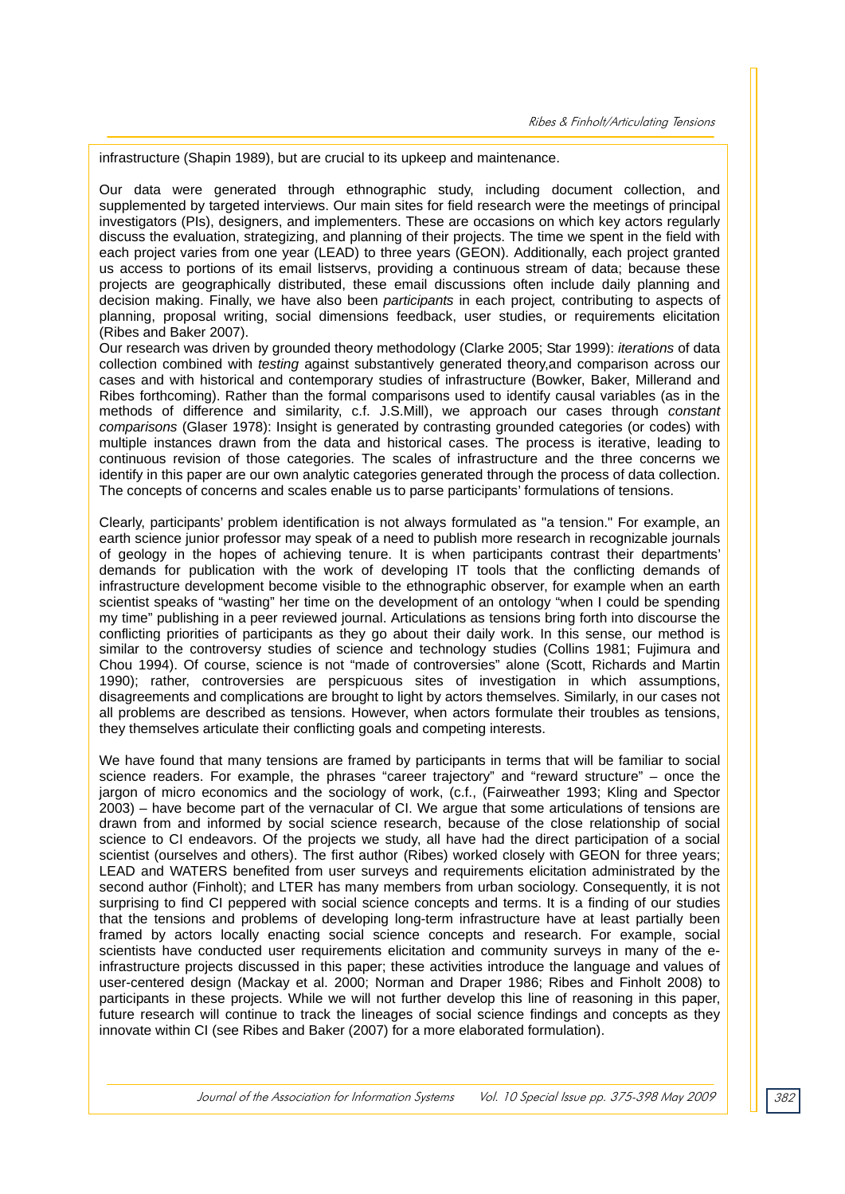infrastructure (Shapin 1989), but are crucial to its upkeep and maintenance.

Our data were generated through ethnographic study, including document collection, and supplemented by targeted interviews. Our main sites for field research were the meetings of principal investigators (PIs), designers, and implementers. These are occasions on which key actors regularly discuss the evaluation, strategizing, and planning of their projects. The time we spent in the field with each project varies from one year (LEAD) to three years (GEON). Additionally, each project granted us access to portions of its email listservs, providing a continuous stream of data; because these projects are geographically distributed, these email discussions often include daily planning and decision making. Finally, we have also been *participants* in each project, contributing to aspects of planning, proposal writing, social dimensions feedback, user studies, or requirements elicitation (Ribes and Baker 2007).

Our research was driven by grounded theory methodology (Clarke 2005; Star 1999): *iterations* of data collection combined with *testing* against substantively generated theory,and comparison across our cases and with historical and contemporary studies of infrastructure (Bowker, Baker, Millerand and Ribes forthcoming). Rather than the formal comparisons used to identify causal variables (as in the methods of difference and similarity, c.f. J.S.Mill), we approach our cases through *constant comparisons* (Glaser 1978): Insight is generated by contrasting grounded categories (or codes) with multiple instances drawn from the data and historical cases. The process is iterative, leading to continuous revision of those categories. The scales of infrastructure and the three concerns we identify in this paper are our own analytic categories generated through the process of data collection. The concepts of concerns and scales enable us to parse participants' formulations of tensions.

Clearly, participants' problem identification is not always formulated as "a tension." For example, an earth science junior professor may speak of a need to publish more research in recognizable journals of geology in the hopes of achieving tenure. It is when participants contrast their departments' demands for publication with the work of developing IT tools that the conflicting demands of infrastructure development become visible to the ethnographic observer, for example when an earth scientist speaks of "wasting" her time on the development of an ontology "when I could be spending my time" publishing in a peer reviewed journal. Articulations as tensions bring forth into discourse the conflicting priorities of participants as they go about their daily work. In this sense, our method is similar to the controversy studies of science and technology studies (Collins 1981; Fujimura and Chou 1994). Of course, science is not "made of controversies" alone (Scott, Richards and Martin 1990); rather, controversies are perspicuous sites of investigation in which assumptions, disagreements and complications are brought to light by actors themselves. Similarly, in our cases not all problems are described as tensions. However, when actors formulate their troubles as tensions, they themselves articulate their conflicting goals and competing interests.

We have found that many tensions are framed by participants in terms that will be familiar to social science readers. For example, the phrases "career trajectory" and "reward structure" – once the jargon of micro economics and the sociology of work, (c.f., (Fairweather 1993; Kling and Spector 2003) – have become part of the vernacular of CI. We argue that some articulations of tensions are drawn from and informed by social science research, because of the close relationship of social science to CI endeavors. Of the projects we study, all have had the direct participation of a social scientist (ourselves and others). The first author (Ribes) worked closely with GEON for three years; LEAD and WATERS benefited from user surveys and requirements elicitation administrated by the second author (Finholt); and LTER has many members from urban sociology. Consequently, it is not surprising to find CI peppered with social science concepts and terms. It is a finding of our studies that the tensions and problems of developing long-term infrastructure have at least partially been framed by actors locally enacting social science concepts and research. For example, social scientists have conducted user requirements elicitation and community surveys in many of the e-infrastructure projects discussed in this paper; these activities introduce the language and values of user-centered design (Mackay et al. 2000; Norman and Draper 1986; Ribes and Finholt 2008) to participants in these projects. While we will not further develop this line of reasoning in this paper, future research will continue to track the lineages of social science findings and concepts as they innovate within CI (see Ribes and Baker (2007) for a more elaborated formulation).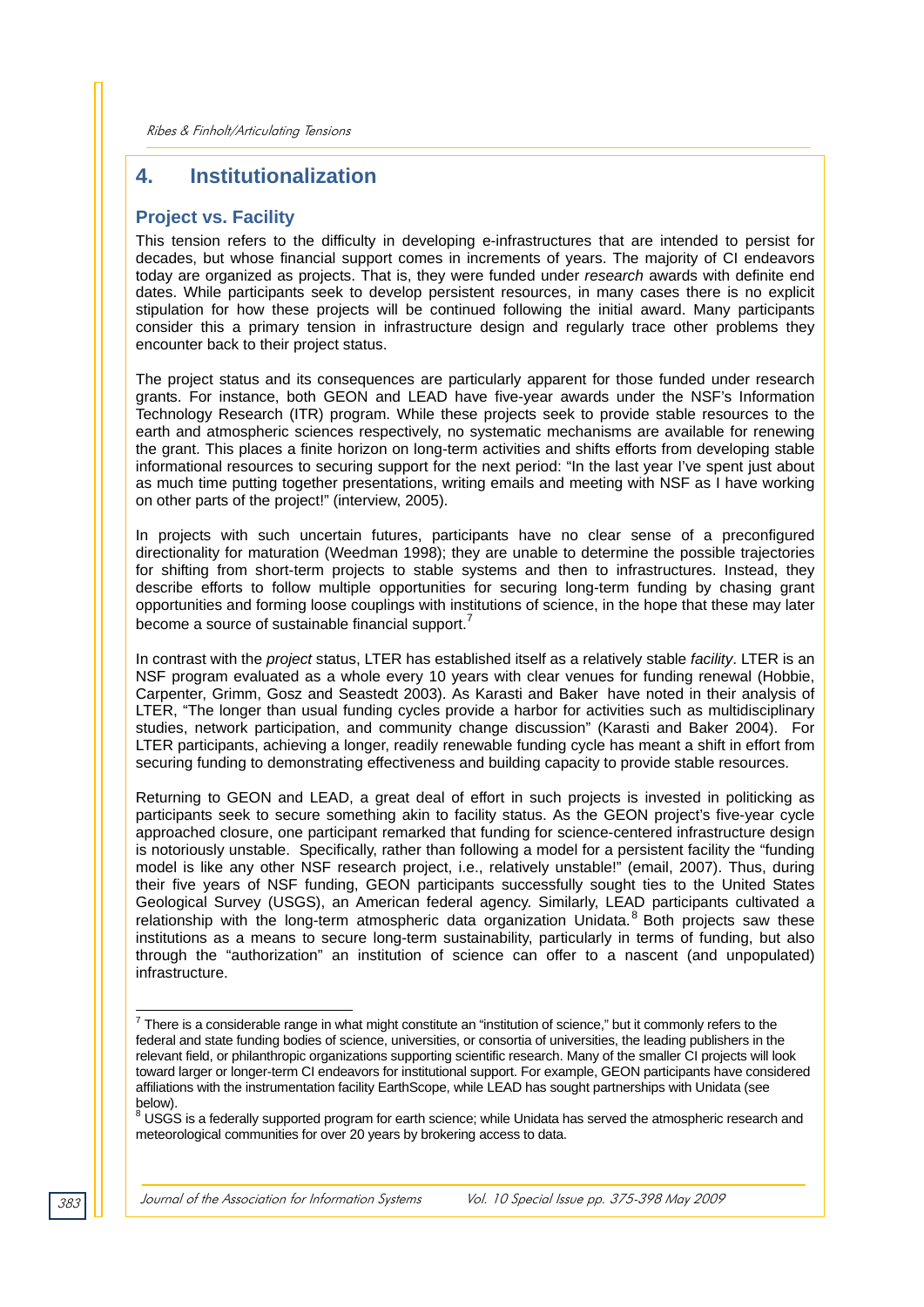## 4. Institutionalization

### Project vs. Facility

This tension refers to the difficulty in developing e-infrastructures that are intended to persist for decades, but whose financial support comes in increments of years. The majority of CI endeavors today are organized as projects. That is, they were funded under *research* awards with definite end dates. While participants seek to develop persistent resources, in many cases there is no explicit stipulation for how these projects will be continued following the initial award. Many participants consider this a primary tension in infrastructure design and regularly trace other problems they encounter back to their project status.

The project status and its consequences are particularly apparent for those funded under research grants. For instance, both GEON and LEAD have five-year awards under the NSF's Information Technology Research (ITR) program. While these projects seek to provide stable resources to the earth and atmospheric sciences respectively, no systematic mechanisms are available for renewing the grant. This places a finite horizon on long-term activities and shifts efforts from developing stable informational resources to securing support for the next period: "In the last year I've spent just about as much time putting together presentations, writing emails and meeting with NSF as I have working on other parts of the project!" (interview, 2005).

In projects with such uncertain futures, participants have no clear sense of a preconfigured directionality for maturation (Weedman 1998); they are unable to determine the possible trajectories for shifting from short-term projects to stable systems and then to infrastructures. Instead, they describe efforts to follow multiple opportunities for securing long-term funding by chasing grant opportunities and forming loose couplings with institutions of science, in the hope that these may later become a source of sustainable financial support.[7]

In contrast with the *project* status, LTER has established itself as a relatively stable *facility*. LTER is an NSF program evaluated as a whole every 10 years with clear venues for funding renewal (Hobbie, Carpenter, Grimm, Gosz and Seastedt 2003). As Karasti and Baker have noted in their analysis of LTER, "The longer than usual funding cycles provide a harbor for activities such as multidisciplinary studies, network participation, and community change discussion" (Karasti and Baker 2004). For LTER participants, achieving a longer, readily renewable funding cycle has meant a shift in effort from securing funding to demonstrating effectiveness and building capacity to provide stable resources.

Returning to GEON and LEAD, a great deal of effort in such projects is invested in politicking as participants seek to secure something akin to facility status. As the GEON project's five-year cycle approached closure, one participant remarked that funding for science-centered infrastructure design is notoriously unstable. Specifically, rather than following a model for a persistent facility the "funding model is like any other NSF research project, i.e., relatively unstable!" (email, 2007). Thus, during their five years of NSF funding, GEON participants successfully sought ties to the United States Geological Survey (USGS), an American federal agency. Similarly, LEAD participants cultivated a relationship with the long-term atmospheric data organization Unidata.[8] Both projects saw these institutions as a means to secure long-term sustainability, particularly in terms of funding, but also through the "authorization" an institution of science can offer to a nascent (and unpopulated) infrastructure.

---

[7] There is a considerable range in what might constitute an "institution of science," but it commonly refers to the federal and state funding bodies of science, universities, or consortia of universities, the leading publishers in the relevant field, or philanthropic organizations supporting scientific research. Many of the smaller CI projects will look toward larger or longer-term CI endeavors for institutional support. For example, GEON participants have considered affiliations with the instrumentation facility EarthScope, while LEAD has sought partnerships with Unidata (see below).

[8] USGS is a federally supported program for earth science; while Unidata has served the atmospheric research and meteorological communities for over 20 years by brokering access to data.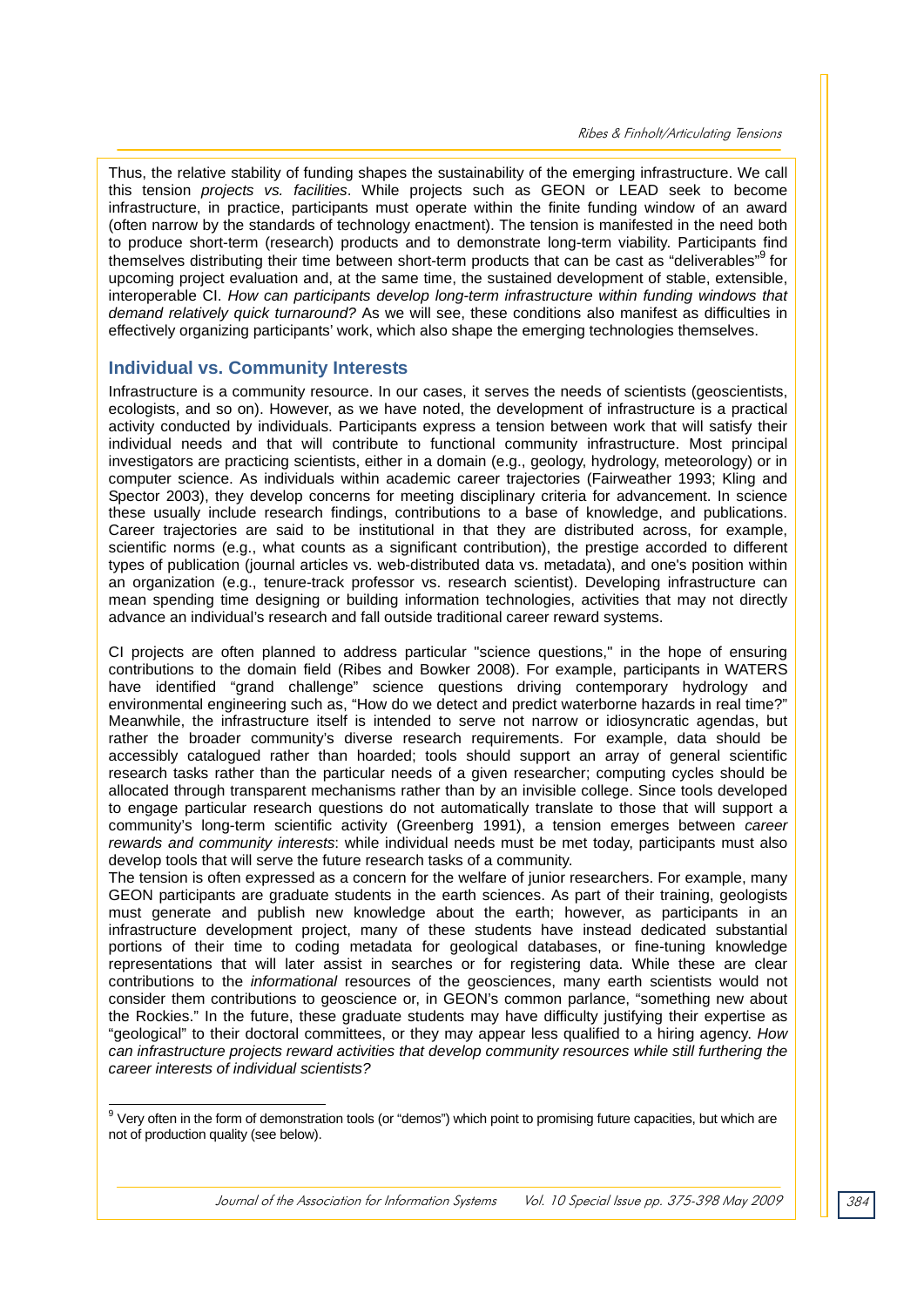Thus, the relative stability of funding shapes the sustainability of the emerging infrastructure. We call this tension *projects vs. facilities*. While projects such as GEON or LEAD seek to become infrastructure, in practice, participants must operate within the finite funding window of an award (often narrow by the standards of technology enactment). The tension is manifested in the need both to produce short-term (research) products and to demonstrate long-term viability. Participants find themselves distributing their time between short-term products that can be cast as "deliverables"[9] for upcoming project evaluation and, at the same time, the sustained development of stable, extensible, interoperable CI. *How can participants develop long-term infrastructure within funding windows that demand relatively quick turnaround?* As we will see, these conditions also manifest as difficulties in effectively organizing participants' work, which also shape the emerging technologies themselves.

## Individual vs. Community Interests

Infrastructure is a community resource. In our cases, it serves the needs of scientists (geoscientists, ecologists, and so on). However, as we have noted, the development of infrastructure is a practical activity conducted by individuals. Participants express a tension between work that will satisfy their individual needs and that will contribute to functional community infrastructure. Most principal investigators are practicing scientists, either in a domain (e.g., geology, hydrology, meteorology) or in computer science. As individuals within academic career trajectories (Fairweather 1993; Kling and Spector 2003), they develop concerns for meeting disciplinary criteria for advancement. In science these usually include research findings, contributions to a base of knowledge, and publications. Career trajectories are said to be institutional in that they are distributed across, for example, scientific norms (e.g., what counts as a significant contribution), the prestige accorded to different types of publication (journal articles vs. web-distributed data vs. metadata), and one's position within an organization (e.g., tenure-track professor vs. research scientist). Developing infrastructure can mean spending time designing or building information technologies, activities that may not directly advance an individual's research and fall outside traditional career reward systems.

CI projects are often planned to address particular "science questions," in the hope of ensuring contributions to the domain field (Ribes and Bowker 2008). For example, participants in WATERS have identified "grand challenge" science questions driving contemporary hydrology and environmental engineering such as, "How do we detect and predict waterborne hazards in real time?" Meanwhile, the infrastructure itself is intended to serve not narrow or idiosyncratic agendas, but rather the broader community's diverse research requirements. For example, data should be accessibly catalogued rather than hoarded; tools should support an array of general scientific research tasks rather than the particular needs of a given researcher; computing cycles should be allocated through transparent mechanisms rather than by an invisible college. Since tools developed to engage particular research questions do not automatically translate to those that will support a community's long-term scientific activity (Greenberg 1991), a tension emerges between *career rewards and community interests*: while individual needs must be met today, participants must also develop tools that will serve the future research tasks of a community.

The tension is often expressed as a concern for the welfare of junior researchers. For example, many GEON participants are graduate students in the earth sciences. As part of their training, geologists must generate and publish new knowledge about the earth; however, as participants in an infrastructure development project, many of these students have instead dedicated substantial portions of their time to coding metadata for geological databases, or fine-tuning knowledge representations that will later assist in searches or for registering data. While these are clear contributions to the *informational* resources of the geosciences, many earth scientists would not consider them contributions to geoscience or, in GEON's common parlance, "something new about the Rockies." In the future, these graduate students may have difficulty justifying their expertise as "geological" to their doctoral committees, or they may appear less qualified to a hiring agency. *How can infrastructure projects reward activities that develop community resources while still furthering the career interests of individual scientists?*

---

[9] Very often in the form of demonstration tools (or "demos") which point to promising future capacities, but which are not of production quality (see below).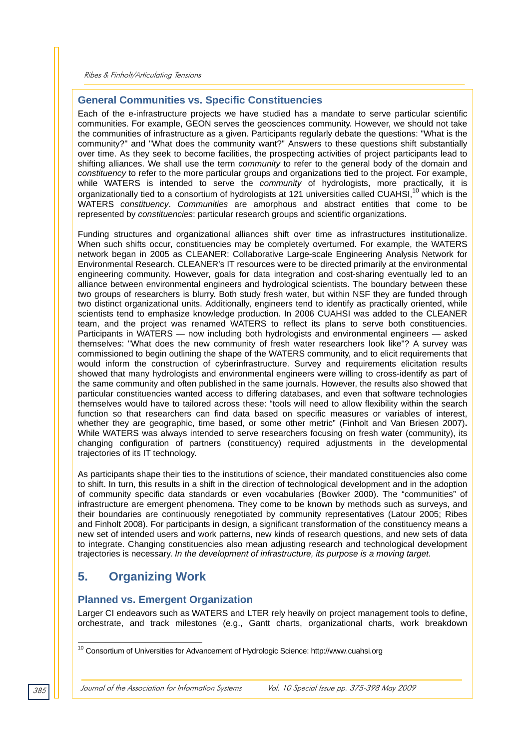### General Communities vs. Specific Constituencies

Each of the e-infrastructure projects we have studied has a mandate to serve particular scientific communities. For example, GEON serves the geosciences community. However, we should not take the communities of infrastructure as a given. Participants regularly debate the questions: "What is the community?" and "What does the community want?" Answers to these questions shift substantially over time. As they seek to become facilities, the prospecting activities of project participants lead to shifting alliances. We shall use the term *community* to refer to the general body of the domain and *constituency* to refer to the more particular groups and organizations tied to the project. For example, while WATERS is intended to serve the *community* of hydrologists, more practically, it is organizationally tied to a consortium of hydrologists at 121 universities called CUAHSI,[10] which is the WATERS *constituency*. *Communities* are amorphous and abstract entities that come to be represented by *constituencies*: particular research groups and scientific organizations.

Funding structures and organizational alliances shift over time as infrastructures institutionalize. When such shifts occur, constituencies may be completely overturned. For example, the WATERS network began in 2005 as CLEANER: Collaborative Large-scale Engineering Analysis Network for Environmental Research. CLEANER's IT resources were to be directed primarily at the environmental engineering community. However, goals for data integration and cost-sharing eventually led to an alliance between environmental engineers and hydrological scientists. The boundary between these two groups of researchers is blurry. Both study fresh water, but within NSF they are funded through two distinct organizational units. Additionally, engineers tend to identify as practically oriented, while scientists tend to emphasize knowledge production. In 2006 CUAHSI was added to the CLEANER team, and the project was renamed WATERS to reflect its plans to serve both constituencies. Participants in WATERS — now including both hydrologists and environmental engineers — asked themselves: "What does the new community of fresh water researchers look like"? A survey was commissioned to begin outlining the shape of the WATERS community, and to elicit requirements that would inform the construction of cyberinfrastructure. Survey and requirements elicitation results showed that many hydrologists and environmental engineers were willing to cross-identify as part of the same community and often published in the same journals. However, the results also showed that particular constituencies wanted access to differing databases, and even that software technologies themselves would have to tailored across these: "tools will need to allow flexibility within the search function so that researchers can find data based on specific measures or variables of interest, whether they are geographic, time based, or some other metric" (Finholt and Van Briesen 2007). While WATERS was always intended to serve researchers focusing on fresh water (community), its changing configuration of partners (constituency) required adjustments in the developmental trajectories of its IT technology.

As participants shape their ties to the institutions of science, their mandated constituencies also come to shift. In turn, this results in a shift in the direction of technological development and in the adoption of community specific data standards or even vocabularies (Bowker 2000). The "communities" of infrastructure are emergent phenomena. They come to be known by methods such as surveys, and their boundaries are continuously renegotiated by community representatives (Latour 2005; Ribes and Finholt 2008). For participants in design, a significant transformation of the constituency means a new set of intended users and work patterns, new kinds of research questions, and new sets of data to integrate. Changing constituencies also mean adjusting research and technological development trajectories is necessary. *In the development of infrastructure, its purpose is a moving target.*

## 5. Organizing Work

### Planned vs. Emergent Organization

Larger CI endeavors such as WATERS and LTER rely heavily on project management tools to define, orchestrate, and track milestones (e.g., Gantt charts, organizational charts, work breakdown

[10] Consortium of Universities for Advancement of Hydrologic Science: http://www.cuahsi.org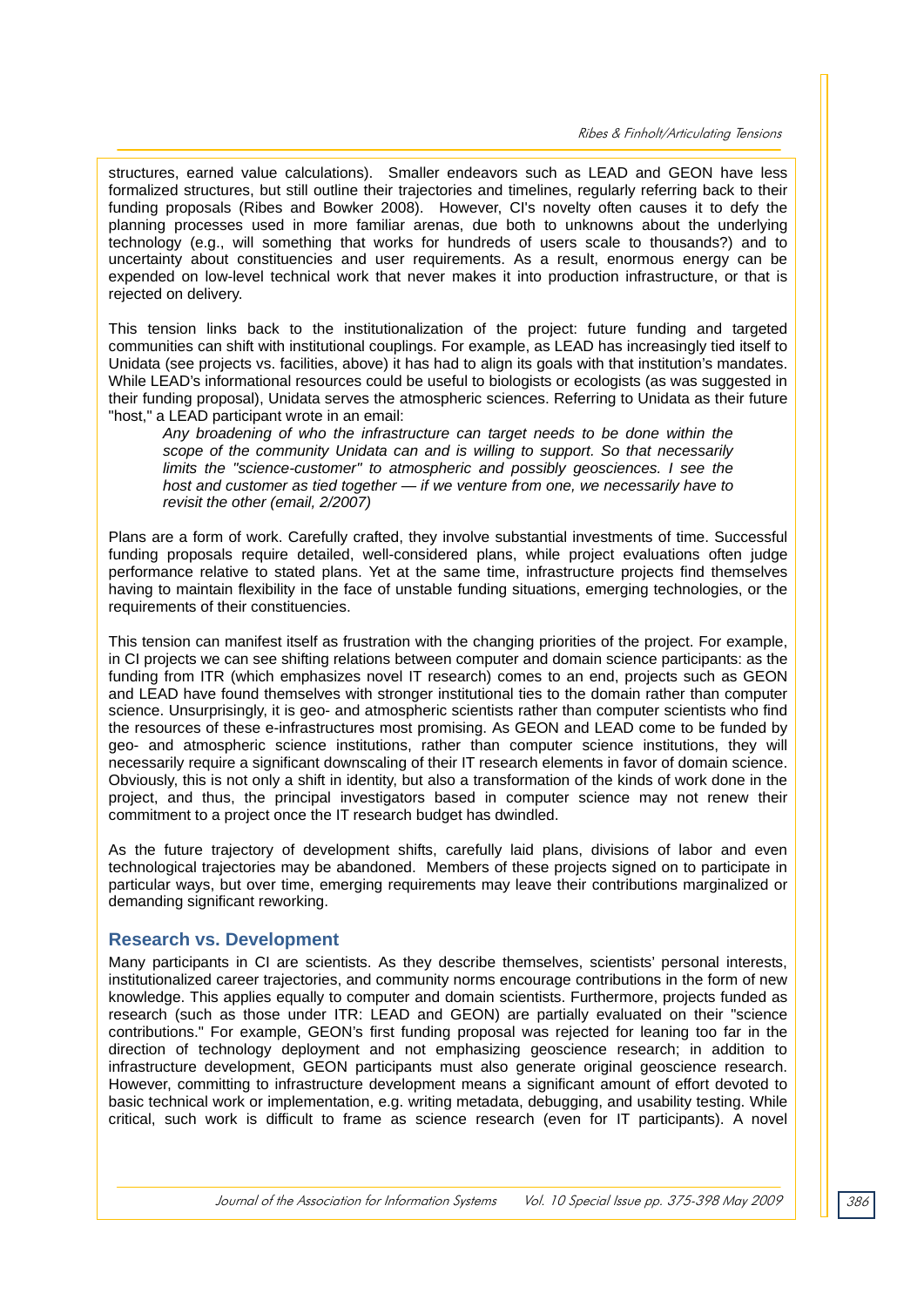structures, earned value calculations). Smaller endeavors such as LEAD and GEON have less formalized structures, but still outline their trajectories and timelines, regularly referring back to their funding proposals (Ribes and Bowker 2008). However, CI's novelty often causes it to defy the planning processes used in more familiar arenas, due both to unknowns about the underlying technology (e.g., will something that works for hundreds of users scale to thousands?) and to uncertainty about constituencies and user requirements. As a result, enormous energy can be expended on low-level technical work that never makes it into production infrastructure, or that is rejected on delivery.

This tension links back to the institutionalization of the project: future funding and targeted communities can shift with institutional couplings. For example, as LEAD has increasingly tied itself to Unidata (see projects vs. facilities, above) it has had to align its goals with that institution's mandates. While LEAD's informational resources could be useful to biologists or ecologists (as was suggested in their funding proposal), Unidata serves the atmospheric sciences. Referring to Unidata as their future "host," a LEAD participant wrote in an email:

> *Any broadening of who the infrastructure can target needs to be done within the scope of the community Unidata can and is willing to support. So that necessarily limits the "science-customer" to atmospheric and possibly geosciences. I see the host and customer as tied together — if we venture from one, we necessarily have to revisit the other (email, 2/2007)*

Plans are a form of work. Carefully crafted, they involve substantial investments of time. Successful funding proposals require detailed, well-considered plans, while project evaluations often judge performance relative to stated plans. Yet at the same time, infrastructure projects find themselves having to maintain flexibility in the face of unstable funding situations, emerging technologies, or the requirements of their constituencies.

This tension can manifest itself as frustration with the changing priorities of the project. For example, in CI projects we can see shifting relations between computer and domain science participants: as the funding from ITR (which emphasizes novel IT research) comes to an end, projects such as GEON and LEAD have found themselves with stronger institutional ties to the domain rather than computer science. Unsurprisingly, it is geo- and atmospheric scientists rather than computer scientists who find the resources of these e-infrastructures most promising. As GEON and LEAD come to be funded by geo- and atmospheric science institutions, rather than computer science institutions, they will necessarily require a significant downscaling of their IT research elements in favor of domain science. Obviously, this is not only a shift in identity, but also a transformation of the kinds of work done in the project, and thus, the principal investigators based in computer science may not renew their commitment to a project once the IT research budget has dwindled.

As the future trajectory of development shifts, carefully laid plans, divisions of labor and even technological trajectories may be abandoned. Members of these projects signed on to participate in particular ways, but over time, emerging requirements may leave their contributions marginalized or demanding significant reworking.

## Research vs. Development

Many participants in CI are scientists. As they describe themselves, scientists' personal interests, institutionalized career trajectories, and community norms encourage contributions in the form of new knowledge. This applies equally to computer and domain scientists. Furthermore, projects funded as research (such as those under ITR: LEAD and GEON) are partially evaluated on their "science contributions." For example, GEON's first funding proposal was rejected for leaning too far in the direction of technology deployment and not emphasizing geoscience research; in addition to infrastructure development, GEON participants must also generate original geoscience research. However, committing to infrastructure development means a significant amount of effort devoted to basic technical work or implementation, e.g. writing metadata, debugging, and usability testing. While critical, such work is difficult to frame as science research (even for IT participants). A novel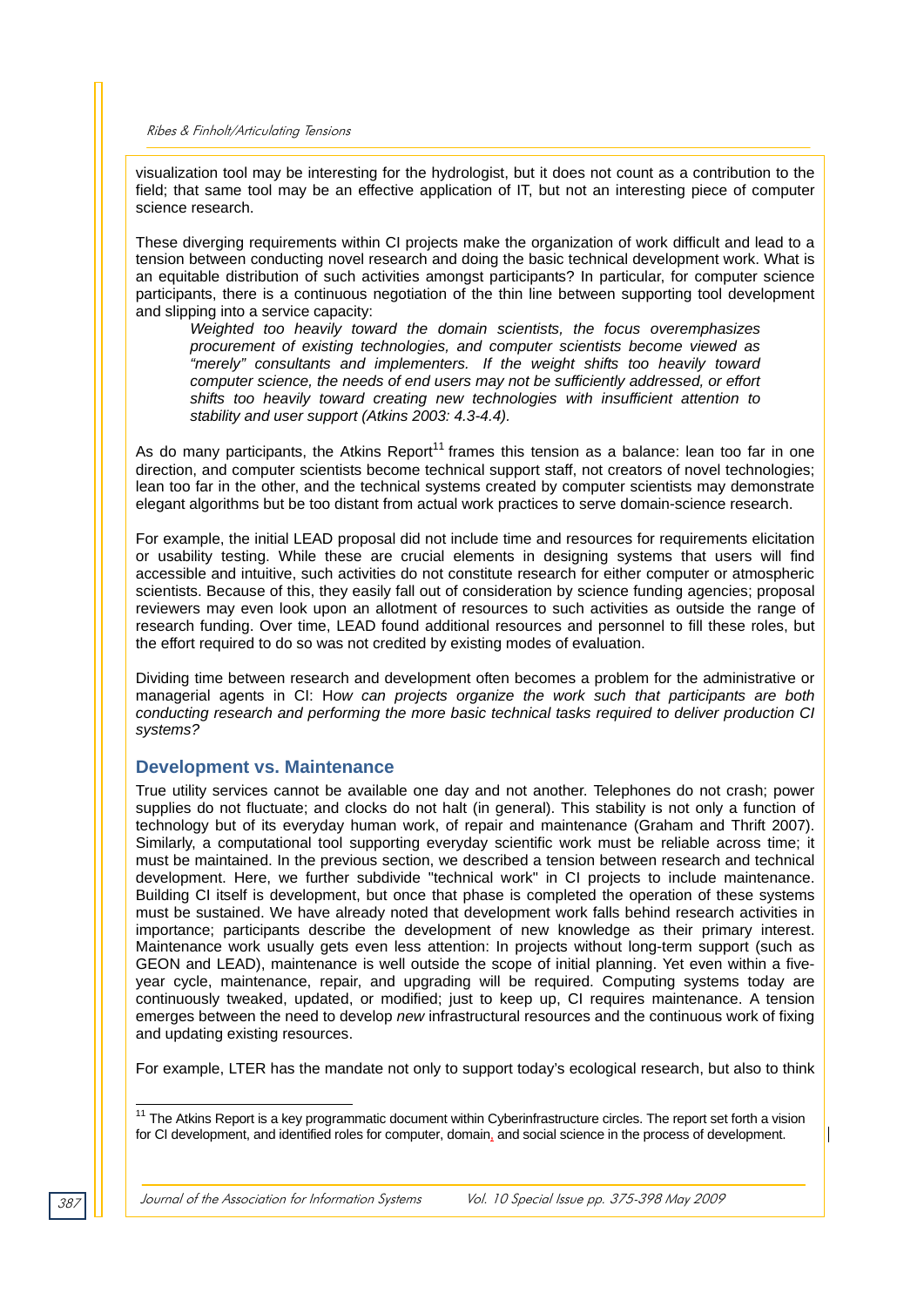visualization tool may be interesting for the hydrologist, but it does not count as a contribution to the field; that same tool may be an effective application of IT, but not an interesting piece of computer science research.

These diverging requirements within CI projects make the organization of work difficult and lead to a tension between conducting novel research and doing the basic technical development work. What is an equitable distribution of such activities amongst participants? In particular, for computer science participants, there is a continuous negotiation of the thin line between supporting tool development and slipping into a service capacity:

> *Weighted too heavily toward the domain scientists, the focus overemphasizes procurement of existing technologies, and computer scientists become viewed as "merely" consultants and implementers. If the weight shifts too heavily toward computer science, the needs of end users may not be sufficiently addressed, or effort shifts too heavily toward creating new technologies with insufficient attention to stability and user support (Atkins 2003: 4.3-4.4).*

As do many participants, the Atkins Report[11] frames this tension as a balance: lean too far in one direction, and computer scientists become technical support staff, not creators of novel technologies; lean too far in the other, and the technical systems created by computer scientists may demonstrate elegant algorithms but be too distant from actual work practices to serve domain-science research.

For example, the initial LEAD proposal did not include time and resources for requirements elicitation or usability testing. While these are crucial elements in designing systems that users will find accessible and intuitive, such activities do not constitute research for either computer or atmospheric scientists. Because of this, they easily fall out of consideration by science funding agencies; proposal reviewers may even look upon an allotment of resources to such activities as outside the range of research funding. Over time, LEAD found additional resources and personnel to fill these roles, but the effort required to do so was not credited by existing modes of evaluation.

Dividing time between research and development often becomes a problem for the administrative or managerial agents in CI: H*ow can projects organize the work such that participants are both conducting research and performing the more basic technical tasks required to deliver production CI systems?*

## Development vs. Maintenance

True utility services cannot be available one day and not another. Telephones do not crash; power supplies do not fluctuate; and clocks do not halt (in general). This stability is not only a function of technology but of its everyday human work, of repair and maintenance (Graham and Thrift 2007). Similarly, a computational tool supporting everyday scientific work must be reliable across time; it must be maintained. In the previous section, we described a tension between research and technical development. Here, we further subdivide "technical work" in CI projects to include maintenance. Building CI itself is development, but once that phase is completed the operation of these systems must be sustained. We have already noted that development work falls behind research activities in importance; participants describe the development of new knowledge as their primary interest. Maintenance work usually gets even less attention: In projects without long-term support (such as GEON and LEAD), maintenance is well outside the scope of initial planning. Yet even within a five-year cycle, maintenance, repair, and upgrading will be required. Computing systems today are continuously tweaked, updated, or modified; just to keep up, CI requires maintenance. A tension emerges between the need to develop *new* infrastructural resources and the continuous work of fixing and updating existing resources.

For example, LTER has the mandate not only to support today's ecological research, but also to think

---

[11] The Atkins Report is a key programmatic document within Cyberinfrastructure circles. The report set forth a vision for CI development, and identified roles for computer, domain, and social science in the process of development.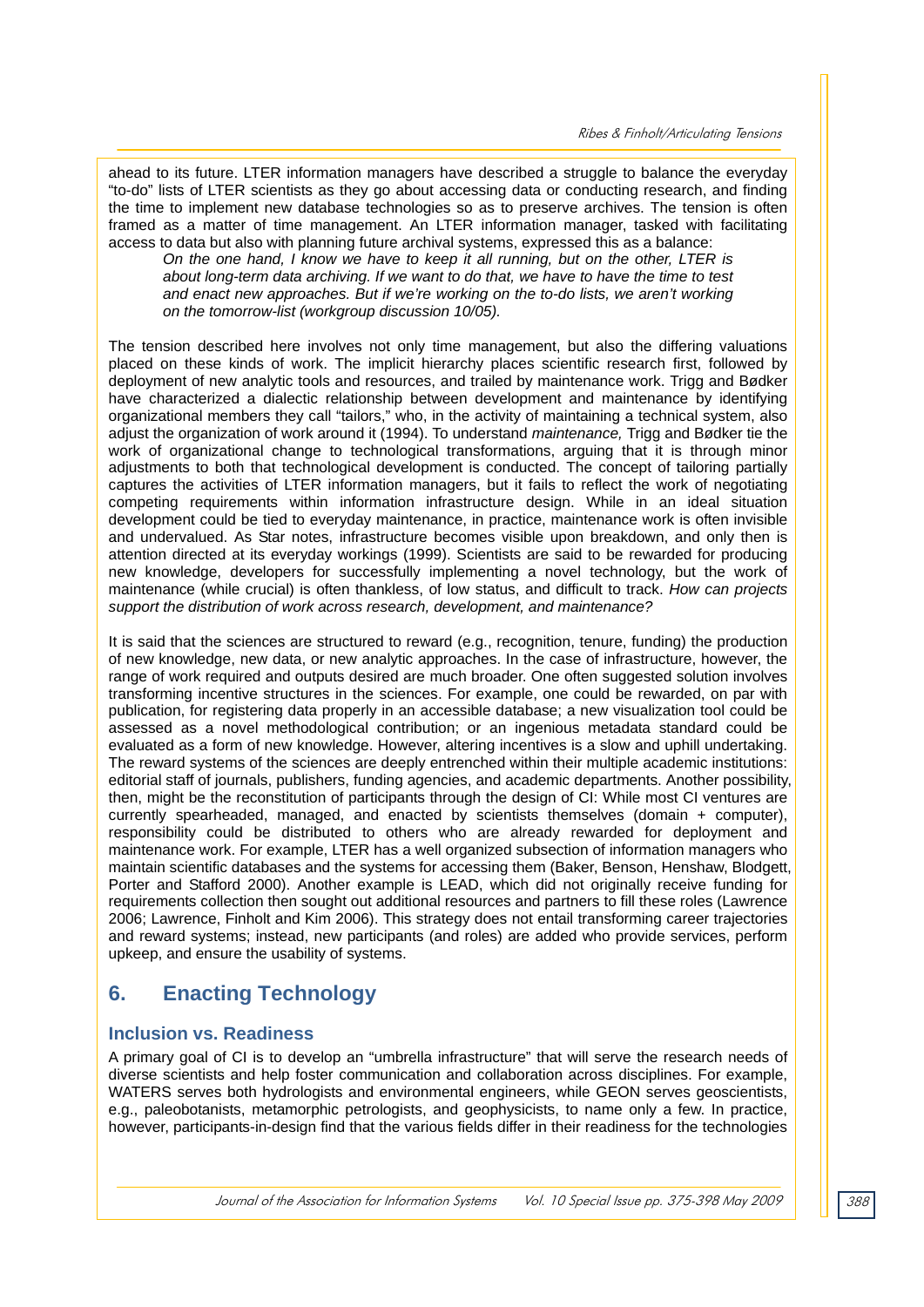ahead to its future. LTER information managers have described a struggle to balance the everyday "to-do" lists of LTER scientists as they go about accessing data or conducting research, and finding the time to implement new database technologies so as to preserve archives. The tension is often framed as a matter of time management. An LTER information manager, tasked with facilitating access to data but also with planning future archival systems, expressed this as a balance:

> *On the one hand, I know we have to keep it all running, but on the other, LTER is about long-term data archiving. If we want to do that, we have to have the time to test and enact new approaches. But if we're working on the to-do lists, we aren't working on the tomorrow-list (workgroup discussion 10/05).*

The tension described here involves not only time management, but also the differing valuations placed on these kinds of work. The implicit hierarchy places scientific research first, followed by deployment of new analytic tools and resources, and trailed by maintenance work. Trigg and Bødker have characterized a dialectic relationship between development and maintenance by identifying organizational members they call "tailors," who, in the activity of maintaining a technical system, also adjust the organization of work around it (1994). To understand *maintenance,* Trigg and Bødker tie the work of organizational change to technological transformations, arguing that it is through minor adjustments to both that technological development is conducted. The concept of tailoring partially captures the activities of LTER information managers, but it fails to reflect the work of negotiating competing requirements within information infrastructure design. While in an ideal situation development could be tied to everyday maintenance, in practice, maintenance work is often invisible and undervalued. As Star notes, infrastructure becomes visible upon breakdown, and only then is attention directed at its everyday workings (1999). Scientists are said to be rewarded for producing new knowledge, developers for successfully implementing a novel technology, but the work of maintenance (while crucial) is often thankless, of low status, and difficult to track. *How can projects support the distribution of work across research, development, and maintenance?*

It is said that the sciences are structured to reward (e.g., recognition, tenure, funding) the production of new knowledge, new data, or new analytic approaches. In the case of infrastructure, however, the range of work required and outputs desired are much broader. One often suggested solution involves transforming incentive structures in the sciences. For example, one could be rewarded, on par with publication, for registering data properly in an accessible database; a new visualization tool could be assessed as a novel methodological contribution; or an ingenious metadata standard could be evaluated as a form of new knowledge. However, altering incentives is a slow and uphill undertaking. The reward systems of the sciences are deeply entrenched within their multiple academic institutions: editorial staff of journals, publishers, funding agencies, and academic departments. Another possibility, then, might be the reconstitution of participants through the design of CI: While most CI ventures are currently spearheaded, managed, and enacted by scientists themselves (domain + computer), responsibility could be distributed to others who are already rewarded for deployment and maintenance work. For example, LTER has a well organized subsection of information managers who maintain scientific databases and the systems for accessing them (Baker, Benson, Henshaw, Blodgett, Porter and Stafford 2000). Another example is LEAD, which did not originally receive funding for requirements collection then sought out additional resources and partners to fill these roles (Lawrence 2006; Lawrence, Finholt and Kim 2006). This strategy does not entail transforming career trajectories and reward systems; instead, new participants (and roles) are added who provide services, perform upkeep, and ensure the usability of systems.

## 6. Enacting Technology

### Inclusion vs. Readiness

A primary goal of CI is to develop an "umbrella infrastructure" that will serve the research needs of diverse scientists and help foster communication and collaboration across disciplines. For example, WATERS serves both hydrologists and environmental engineers, while GEON serves geoscientists, e.g., paleobotanists, metamorphic petrologists, and geophysicists, to name only a few. In practice, however, participants-in-design find that the various fields differ in their readiness for the technologies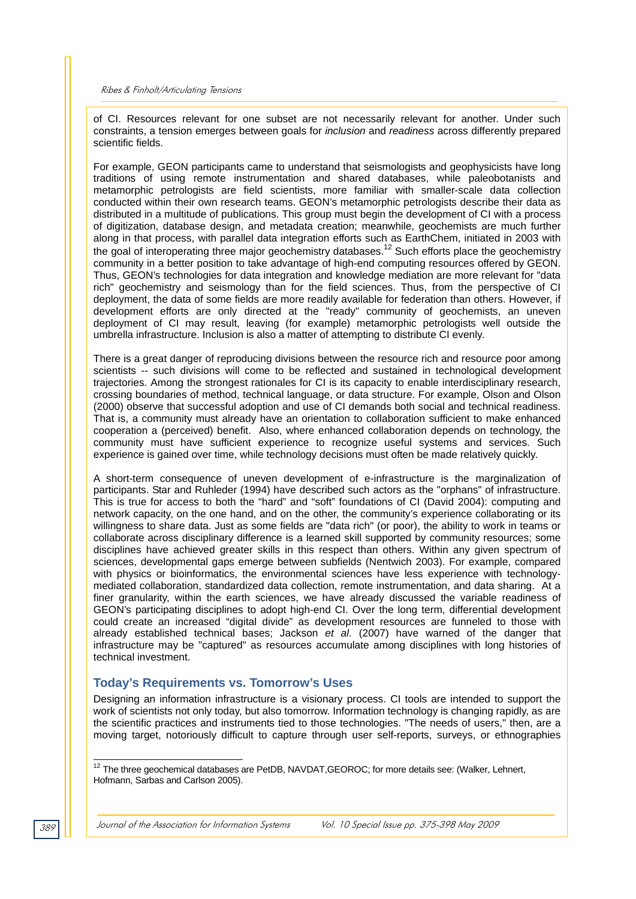of CI. Resources relevant for one subset are not necessarily relevant for another. Under such constraints, a tension emerges between goals for *inclusion* and *readiness* across differently prepared scientific fields.

For example, GEON participants came to understand that seismologists and geophysicists have long traditions of using remote instrumentation and shared databases, while paleobotanists and metamorphic petrologists are field scientists, more familiar with smaller-scale data collection conducted within their own research teams. GEON's metamorphic petrologists describe their data as distributed in a multitude of publications. This group must begin the development of CI with a process of digitization, database design, and metadata creation; meanwhile, geochemists are much further along in that process, with parallel data integration efforts such as EarthChem, initiated in 2003 with the goal of interoperating three major geochemistry databases.[12] Such efforts place the geochemistry community in a better position to take advantage of high-end computing resources offered by GEON. Thus, GEON's technologies for data integration and knowledge mediation are more relevant for "data rich" geochemistry and seismology than for the field sciences. Thus, from the perspective of CI deployment, the data of some fields are more readily available for federation than others. However, if development efforts are only directed at the "ready" community of geochemists, an uneven deployment of CI may result, leaving (for example) metamorphic petrologists well outside the umbrella infrastructure. Inclusion is also a matter of attempting to distribute CI evenly.

There is a great danger of reproducing divisions between the resource rich and resource poor among scientists -- such divisions will come to be reflected and sustained in technological development trajectories. Among the strongest rationales for CI is its capacity to enable interdisciplinary research, crossing boundaries of method, technical language, or data structure. For example, Olson and Olson (2000) observe that successful adoption and use of CI demands both social and technical readiness. That is, a community must already have an orientation to collaboration sufficient to make enhanced cooperation a (perceived) benefit. Also, where enhanced collaboration depends on technology, the community must have sufficient experience to recognize useful systems and services. Such experience is gained over time, while technology decisions must often be made relatively quickly.

A short-term consequence of uneven development of e-infrastructure is the marginalization of participants. Star and Ruhleder (1994) have described such actors as the "orphans" of infrastructure. This is true for access to both the "hard" and "soft" foundations of CI (David 2004): computing and network capacity, on the one hand, and on the other, the community's experience collaborating or its willingness to share data. Just as some fields are "data rich" (or poor), the ability to work in teams or collaborate across disciplinary difference is a learned skill supported by community resources; some disciplines have achieved greater skills in this respect than others. Within any given spectrum of sciences, developmental gaps emerge between subfields (Nentwich 2003). For example, compared with physics or bioinformatics, the environmental sciences have less experience with technology-mediated collaboration, standardized data collection, remote instrumentation, and data sharing. At a finer granularity, within the earth sciences, we have already discussed the variable readiness of GEON's participating disciplines to adopt high-end CI. Over the long term, differential development could create an increased "digital divide" as development resources are funneled to those with already established technical bases; Jackson *et al*. (2007) have warned of the danger that infrastructure may be "captured" as resources accumulate among disciplines with long histories of technical investment.

## Today's Requirements vs. Tomorrow's Uses

Designing an information infrastructure is a visionary process. CI tools are intended to support the work of scientists not only today, but also tomorrow. Information technology is changing rapidly, as are the scientific practices and instruments tied to those technologies. "The needs of users," then, are a moving target, notoriously difficult to capture through user self-reports, surveys, or ethnographies

---

[12] The three geochemical databases are PetDB, NAVDAT,GEOROC; for more details see: (Walker, Lehnert, Hofmann, Sarbas and Carlson 2005).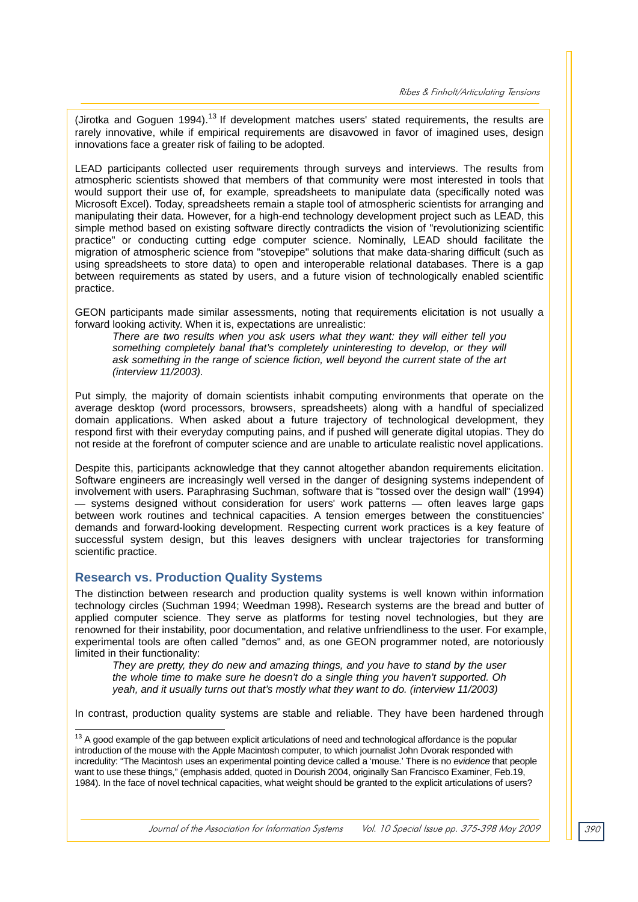(Jirotka and Goguen 1994).[13] If development matches users' stated requirements, the results are rarely innovative, while if empirical requirements are disavowed in favor of imagined uses, design innovations face a greater risk of failing to be adopted.

LEAD participants collected user requirements through surveys and interviews. The results from atmospheric scientists showed that members of that community were most interested in tools that would support their use of, for example, spreadsheets to manipulate data (specifically noted was Microsoft Excel). Today, spreadsheets remain a staple tool of atmospheric scientists for arranging and manipulating their data. However, for a high-end technology development project such as LEAD, this simple method based on existing software directly contradicts the vision of "revolutionizing scientific practice" or conducting cutting edge computer science. Nominally, LEAD should facilitate the migration of atmospheric science from "stovepipe" solutions that make data-sharing difficult (such as using spreadsheets to store data) to open and interoperable relational databases. There is a gap between requirements as stated by users, and a future vision of technologically enabled scientific practice.

GEON participants made similar assessments, noting that requirements elicitation is not usually a forward looking activity. When it is, expectations are unrealistic:

> *There are two results when you ask users what they want: they will either tell you something completely banal that's completely uninteresting to develop, or they will ask something in the range of science fiction, well beyond the current state of the art (interview 11/2003).*

Put simply, the majority of domain scientists inhabit computing environments that operate on the average desktop (word processors, browsers, spreadsheets) along with a handful of specialized domain applications. When asked about a future trajectory of technological development, they respond first with their everyday computing pains, and if pushed will generate digital utopias. They do not reside at the forefront of computer science and are unable to articulate realistic novel applications.

Despite this, participants acknowledge that they cannot altogether abandon requirements elicitation. Software engineers are increasingly well versed in the danger of designing systems independent of involvement with users. Paraphrasing Suchman, software that is "tossed over the design wall" (1994) — systems designed without consideration for users' work patterns — often leaves large gaps between work routines and technical capacities. A tension emerges between the constituencies' demands and forward-looking development. Respecting current work practices is a key feature of successful system design, but this leaves designers with unclear trajectories for transforming scientific practice.

## Research vs. Production Quality Systems

The distinction between research and production quality systems is well known within information technology circles (Suchman 1994; Weedman 1998). Research systems are the bread and butter of applied computer science. They serve as platforms for testing novel technologies, but they are renowned for their instability, poor documentation, and relative unfriendliness to the user. For example, experimental tools are often called "demos" and, as one GEON programmer noted, are notoriously limited in their functionality:

> *They are pretty, they do new and amazing things, and you have to stand by the user the whole time to make sure he doesn't do a single thing you haven't supported. Oh yeah, and it usually turns out that's mostly what they want to do. (interview 11/2003)*

In contrast, production quality systems are stable and reliable. They have been hardened through

---

[13] A good example of the gap between explicit articulations of need and technological affordance is the popular introduction of the mouse with the Apple Macintosh computer, to which journalist John Dvorak responded with incredulity: "The Macintosh uses an experimental pointing device called a 'mouse.' There is no *evidence* that people want to use these things," (emphasis added, quoted in Dourish 2004, originally San Francisco Examiner, Feb.19, 1984). In the face of novel technical capacities, what weight should be granted to the explicit articulations of users?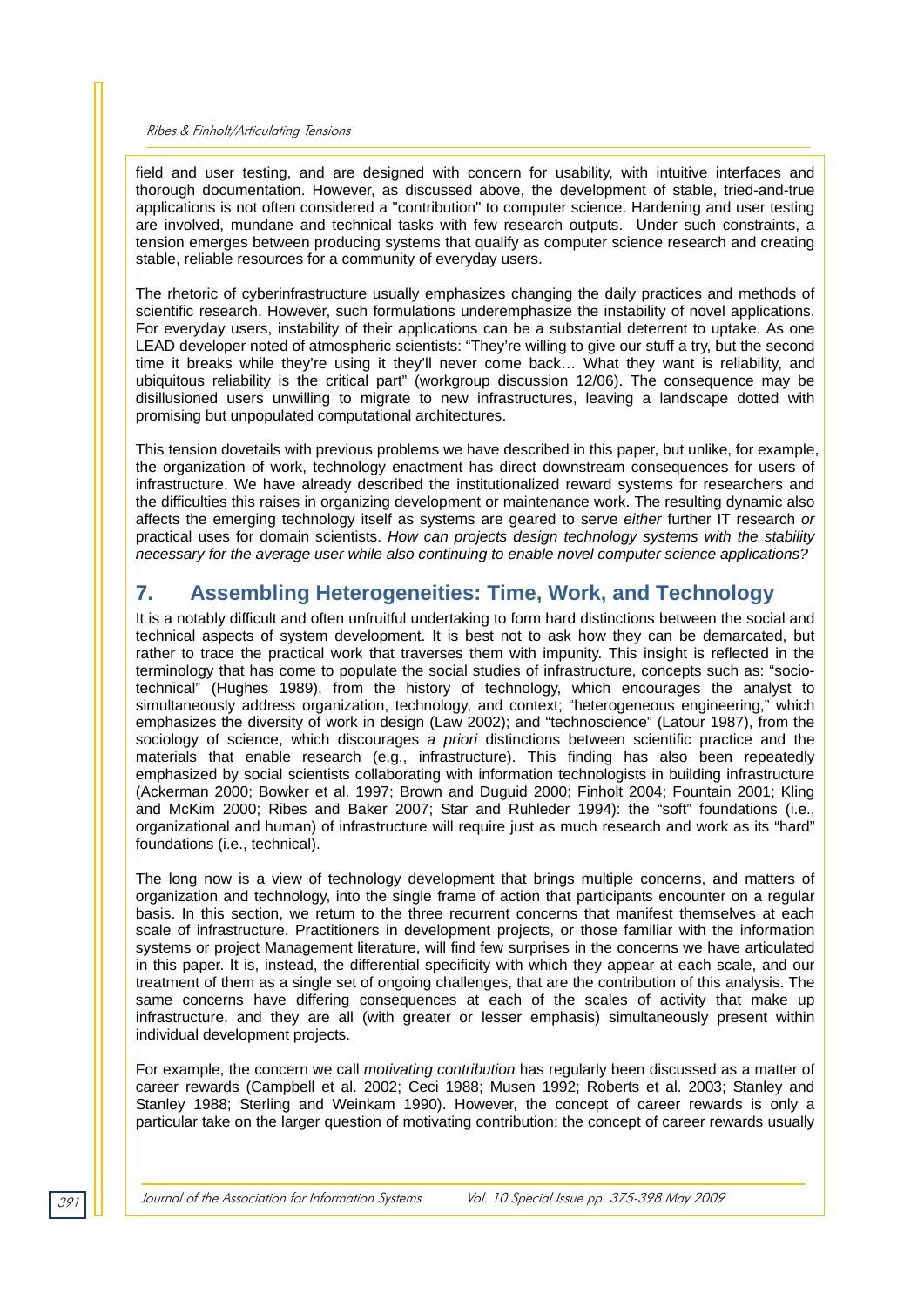field and user testing, and are designed with concern for usability, with intuitive interfaces and thorough documentation. However, as discussed above, the development of stable, tried-and-true applications is not often considered a "contribution" to computer science. Hardening and user testing are involved, mundane and technical tasks with few research outputs. Under such constraints, a tension emerges between producing systems that qualify as computer science research and creating stable, reliable resources for a community of everyday users.

The rhetoric of cyberinfrastructure usually emphasizes changing the daily practices and methods of scientific research. However, such formulations underemphasize the instability of novel applications. For everyday users, instability of their applications can be a substantial deterrent to uptake. As one LEAD developer noted of atmospheric scientists: "They're willing to give our stuff a try, but the second time it breaks while they're using it they'll never come back… What they want is reliability, and ubiquitous reliability is the critical part" (workgroup discussion 12/06). The consequence may be disillusioned users unwilling to migrate to new infrastructures, leaving a landscape dotted with promising but unpopulated computational architectures.

This tension dovetails with previous problems we have described in this paper, but unlike, for example, the organization of work, technology enactment has direct downstream consequences for users of infrastructure. We have already described the institutionalized reward systems for researchers and the difficulties this raises in organizing development or maintenance work. The resulting dynamic also affects the emerging technology itself as systems are geared to serve *either* further IT research *or* practical uses for domain scientists. *How can projects design technology systems with the stability necessary for the average user while also continuing to enable novel computer science applications?*

## 7. Assembling Heterogeneities: Time, Work, and Technology

It is a notably difficult and often unfruitful undertaking to form hard distinctions between the social and technical aspects of system development. It is best not to ask how they can be demarcated, but rather to trace the practical work that traverses them with impunity. This insight is reflected in the terminology that has come to populate the social studies of infrastructure, concepts such as: "socio-technical" (Hughes 1989), from the history of technology, which encourages the analyst to simultaneously address organization, technology, and context; "heterogeneous engineering," which emphasizes the diversity of work in design (Law 2002); and "technoscience" (Latour 1987), from the sociology of science, which discourages *a priori* distinctions between scientific practice and the materials that enable research (e.g., infrastructure). This finding has also been repeatedly emphasized by social scientists collaborating with information technologists in building infrastructure (Ackerman 2000; Bowker et al. 1997; Brown and Duguid 2000; Finholt 2004; Fountain 2001; Kling and McKim 2000; Ribes and Baker 2007; Star and Ruhleder 1994): the "soft" foundations (i.e., organizational and human) of infrastructure will require just as much research and work as its "hard" foundations (i.e., technical).

The long now is a view of technology development that brings multiple concerns, and matters of organization and technology, into the single frame of action that participants encounter on a regular basis. In this section, we return to the three recurrent concerns that manifest themselves at each scale of infrastructure. Practitioners in development projects, or those familiar with the information systems or project Management literature, will find few surprises in the concerns we have articulated in this paper. It is, instead, the differential specificity with which they appear at each scale, and our treatment of them as a single set of ongoing challenges, that are the contribution of this analysis. The same concerns have differing consequences at each of the scales of activity that make up infrastructure, and they are all (with greater or lesser emphasis) simultaneously present within individual development projects.

For example, the concern we call *motivating contribution* has regularly been discussed as a matter of career rewards (Campbell et al. 2002; Ceci 1988; Musen 1992; Roberts et al. 2003; Stanley and Stanley 1988; Sterling and Weinkam 1990). However, the concept of career rewards is only a particular take on the larger question of motivating contribution: the concept of career rewards usually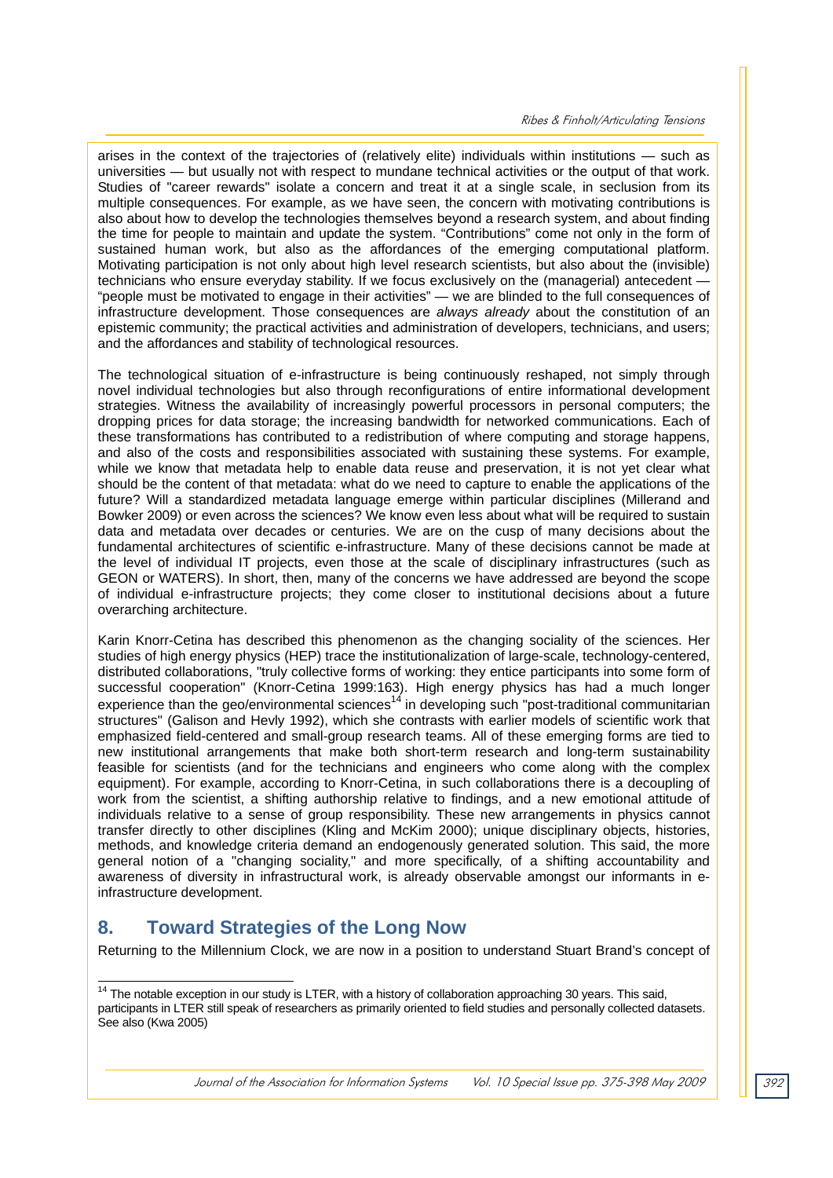arises in the context of the trajectories of (relatively elite) individuals within institutions — such as universities — but usually not with respect to mundane technical activities or the output of that work. Studies of "career rewards" isolate a concern and treat it at a single scale, in seclusion from its multiple consequences. For example, as we have seen, the concern with motivating contributions is also about how to develop the technologies themselves beyond a research system, and about finding the time for people to maintain and update the system. "Contributions" come not only in the form of sustained human work, but also as the affordances of the emerging computational platform. Motivating participation is not only about high level research scientists, but also about the (invisible) technicians who ensure everyday stability. If we focus exclusively on the (managerial) antecedent — "people must be motivated to engage in their activities" — we are blinded to the full consequences of infrastructure development. Those consequences are *always already* about the constitution of an epistemic community; the practical activities and administration of developers, technicians, and users; and the affordances and stability of technological resources.

The technological situation of e-infrastructure is being continuously reshaped, not simply through novel individual technologies but also through reconfigurations of entire informational development strategies. Witness the availability of increasingly powerful processors in personal computers; the dropping prices for data storage; the increasing bandwidth for networked communications. Each of these transformations has contributed to a redistribution of where computing and storage happens, and also of the costs and responsibilities associated with sustaining these systems. For example, while we know that metadata help to enable data reuse and preservation, it is not yet clear what should be the content of that metadata: what do we need to capture to enable the applications of the future? Will a standardized metadata language emerge within particular disciplines (Millerand and Bowker 2009) or even across the sciences? We know even less about what will be required to sustain data and metadata over decades or centuries. We are on the cusp of many decisions about the fundamental architectures of scientific e-infrastructure. Many of these decisions cannot be made at the level of individual IT projects, even those at the scale of disciplinary infrastructures (such as GEON or WATERS). In short, then, many of the concerns we have addressed are beyond the scope of individual e-infrastructure projects; they come closer to institutional decisions about a future overarching architecture.

Karin Knorr-Cetina has described this phenomenon as the changing sociality of the sciences. Her studies of high energy physics (HEP) trace the institutionalization of large-scale, technology-centered, distributed collaborations, "truly collective forms of working: they entice participants into some form of successful cooperation" (Knorr-Cetina 1999:163). High energy physics has had a much longer experience than the geo/environmental sciences[14] in developing such "post-traditional communitarian structures" (Galison and Hevly 1992), which she contrasts with earlier models of scientific work that emphasized field-centered and small-group research teams. All of these emerging forms are tied to new institutional arrangements that make both short-term research and long-term sustainability feasible for scientists (and for the technicians and engineers who come along with the complex equipment). For example, according to Knorr-Cetina, in such collaborations there is a decoupling of work from the scientist, a shifting authorship relative to findings, and a new emotional attitude of individuals relative to a sense of group responsibility. These new arrangements in physics cannot transfer directly to other disciplines (Kling and McKim 2000); unique disciplinary objects, histories, methods, and knowledge criteria demand an endogenously generated solution. This said, the more general notion of a "changing sociality," and more specifically, of a shifting accountability and awareness of diversity in infrastructural work, is already observable amongst our informants in e-infrastructure development.

## 8. Toward Strategies of the Long Now

Returning to the Millennium Clock, we are now in a position to understand Stuart Brand's concept of

---

[14] The notable exception in our study is LTER, with a history of collaboration approaching 30 years. This said, participants in LTER still speak of researchers as primarily oriented to field studies and personally collected datasets. See also (Kwa 2005)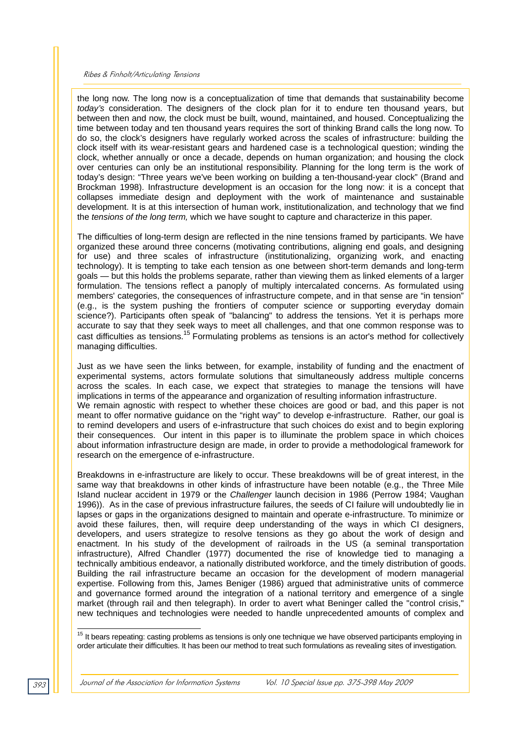the long now. The long now is a conceptualization of time that demands that sustainability become *today's* consideration. The designers of the clock plan for it to endure ten thousand years, but between then and now, the clock must be built, wound, maintained, and housed. Conceptualizing the time between today and ten thousand years requires the sort of thinking Brand calls the long now. To do so, the clock's designers have regularly worked across the scales of infrastructure: building the clock itself with its wear-resistant gears and hardened case is a technological question; winding the clock, whether annually or once a decade, depends on human organization; and housing the clock over centuries can only be an institutional responsibility. Planning for the long term is the work of today's design: "Three years we've been working on building a ten-thousand-year clock" (Brand and Brockman 1998). Infrastructure development is an occasion for the long now: it is a concept that collapses immediate design and deployment with the work of maintenance and sustainable development. It is at this intersection of human work, institutionalization, and technology that we find the *tensions of the long term,* which we have sought to capture and characterize in this paper.

The difficulties of long-term design are reflected in the nine tensions framed by participants. We have organized these around three concerns (motivating contributions, aligning end goals, and designing for use) and three scales of infrastructure (institutionalizing, organizing work, and enacting technology). It is tempting to take each tension as one between short-term demands and long-term goals — but this holds the problems separate, rather than viewing them as linked elements of a larger formulation. The tensions reflect a panoply of multiply intercalated concerns. As formulated using members' categories, the consequences of infrastructure compete, and in that sense are "in tension" (e.g., is the system pushing the frontiers of computer science or supporting everyday domain science?). Participants often speak of "balancing" to address the tensions. Yet it is perhaps more accurate to say that they seek ways to meet all challenges, and that one common response was to cast difficulties as tensions.[15] Formulating problems as tensions is an actor's method for collectively managing difficulties.

Just as we have seen the links between, for example, instability of funding and the enactment of experimental systems, actors formulate solutions that simultaneously address multiple concerns across the scales. In each case, we expect that strategies to manage the tensions will have implications in terms of the appearance and organization of resulting information infrastructure.
We remain agnostic with respect to whether these choices are good or bad, and this paper is not meant to offer normative guidance on the "right way" to develop e-infrastructure. Rather, our goal is to remind developers and users of e-infrastructure that such choices do exist and to begin exploring their consequences. Our intent in this paper is to illuminate the problem space in which choices about information infrastructure design are made, in order to provide a methodological framework for research on the emergence of e-infrastructure.

Breakdowns in e-infrastructure are likely to occur. These breakdowns will be of great interest, in the same way that breakdowns in other kinds of infrastructure have been notable (e.g., the Three Mile Island nuclear accident in 1979 or the *Challenger* launch decision in 1986 (Perrow 1984; Vaughan 1996)). As in the case of previous infrastructure failures, the seeds of CI failure will undoubtedly lie in lapses or gaps in the organizations designed to maintain and operate e-infrastructure. To minimize or avoid these failures, then, will require deep understanding of the ways in which CI designers, developers, and users strategize to resolve tensions as they go about the work of design and enactment. In his study of the development of railroads in the US (a seminal transportation infrastructure), Alfred Chandler (1977) documented the rise of knowledge tied to managing a technically ambitious endeavor, a nationally distributed workforce, and the timely distribution of goods. Building the rail infrastructure became an occasion for the development of modern managerial expertise. Following from this, James Beniger (1986) argued that administrative units of commerce and governance formed around the integration of a national territory and emergence of a single market (through rail and then telegraph). In order to avert what Beninger called the "control crisis," new techniques and technologies were needed to handle unprecedented amounts of complex and

---

[15] It bears repeating: casting problems as tensions is only one technique we have observed participants employing in order articulate their difficulties. It has been our method to treat such formulations as revealing sites of investigation.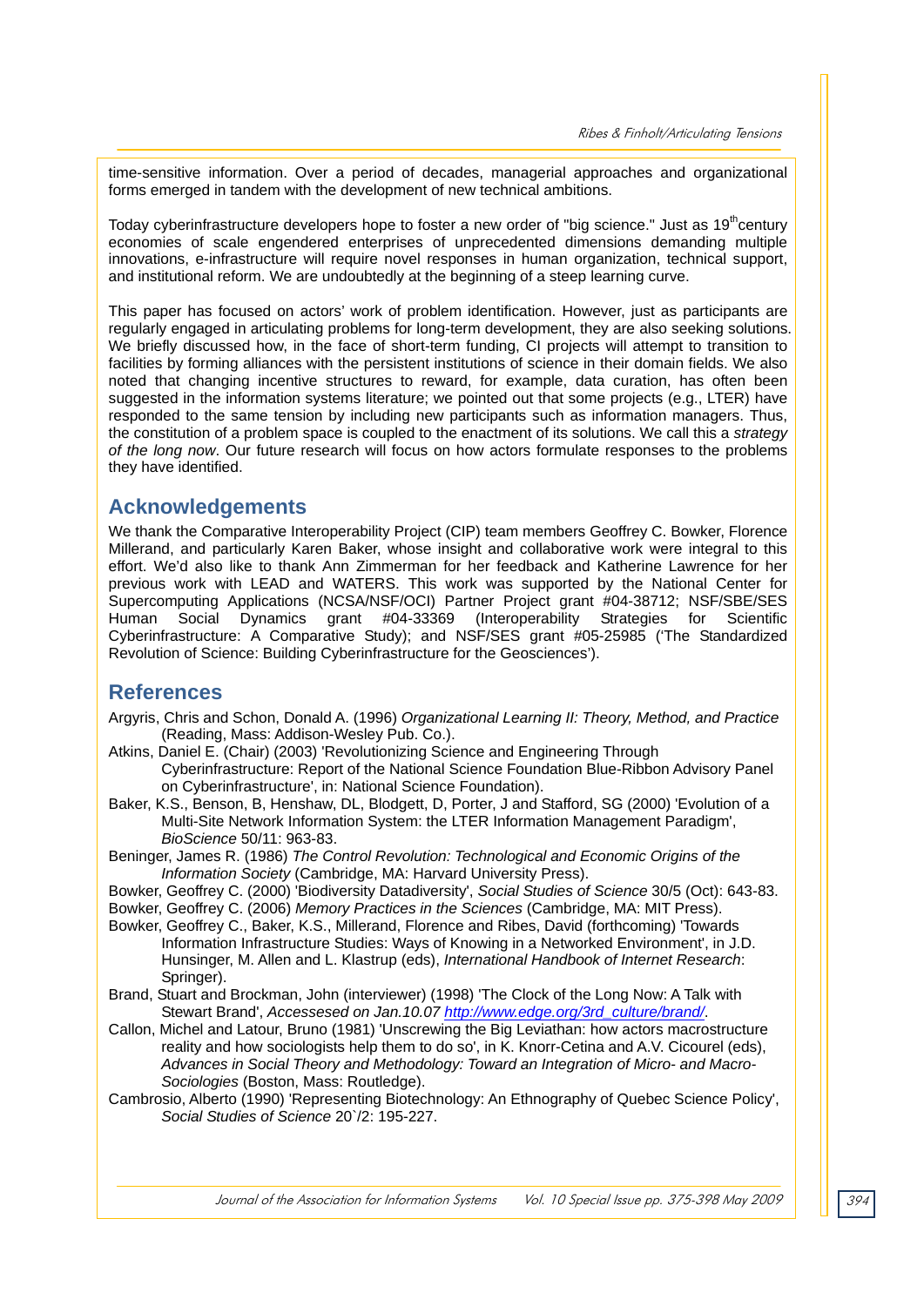time-sensitive information. Over a period of decades, managerial approaches and organizational forms emerged in tandem with the development of new technical ambitions.

Today cyberinfrastructure developers hope to foster a new order of "big science." Just as 19th century economies of scale engendered enterprises of unprecedented dimensions demanding multiple innovations, e-infrastructure will require novel responses in human organization, technical support, and institutional reform. We are undoubtedly at the beginning of a steep learning curve.

This paper has focused on actors' work of problem identification. However, just as participants are regularly engaged in articulating problems for long-term development, they are also seeking solutions. We briefly discussed how, in the face of short-term funding, CI projects will attempt to transition to facilities by forming alliances with the persistent institutions of science in their domain fields. We also noted that changing incentive structures to reward, for example, data curation, has often been suggested in the information systems literature; we pointed out that some projects (e.g., LTER) have responded to the same tension by including new participants such as information managers. Thus, the constitution of a problem space is coupled to the enactment of its solutions. We call this a *strategy of the long now*. Our future research will focus on how actors formulate responses to the problems they have identified.

## Acknowledgements

We thank the Comparative Interoperability Project (CIP) team members Geoffrey C. Bowker, Florence Millerand, and particularly Karen Baker, whose insight and collaborative work were integral to this effort. We'd also like to thank Ann Zimmerman for her feedback and Katherine Lawrence for her previous work with LEAD and WATERS. This work was supported by the National Center for Supercomputing Applications (NCSA/NSF/OCI) Partner Project grant #04-38712; NSF/SBE/SES Human Social Dynamics grant #04-33369 (Interoperability Strategies for Scientific Cyberinfrastructure: A Comparative Study); and NSF/SES grant #05-25985 ('The Standardized Revolution of Science: Building Cyberinfrastructure for the Geosciences').

## References

Argyris, Chris and Schon, Donald A. (1996) *Organizational Learning II: Theory, Method, and Practice* (Reading, Mass: Addison-Wesley Pub. Co.).

Atkins, Daniel E. (Chair) (2003) 'Revolutionizing Science and Engineering Through Cyberinfrastructure: Report of the National Science Foundation Blue-Ribbon Advisory Panel on Cyberinfrastructure', in: National Science Foundation).

Baker, K.S., Benson, B, Henshaw, DL, Blodgett, D, Porter, J and Stafford, SG (2000) 'Evolution of a Multi-Site Network Information System: the LTER Information Management Paradigm', *BioScience* 50/11: 963-83.

Beninger, James R. (1986) *The Control Revolution: Technological and Economic Origins of the Information Society* (Cambridge, MA: Harvard University Press).

Bowker, Geoffrey C. (2000) 'Biodiversity Datadiversity', *Social Studies of Science* 30/5 (Oct): 643-83.

Bowker, Geoffrey C. (2006) *Memory Practices in the Sciences* (Cambridge, MA: MIT Press).

Bowker, Geoffrey C., Baker, K.S., Millerand, Florence and Ribes, David (forthcoming) 'Towards Information Infrastructure Studies: Ways of Knowing in a Networked Environment', in J.D. Hunsinger, M. Allen and L. Klastrup (eds), *International Handbook of Internet Research*: Springer).

Brand, Stuart and Brockman, John (interviewer) (1998) 'The Clock of the Long Now: A Talk with Stewart Brand', *Accessed on Jan.10.07* http://www.edge.org/3rd_culture/brand/.

Callon, Michel and Latour, Bruno (1981) 'Unscrewing the Big Leviathan: how actors macrostructure reality and how sociologists help them to do so', in K. Knorr-Cetina and A.V. Cicourel (eds), *Advances in Social Theory and Methodology: Toward an Integration of Micro- and Macro-Sociologies* (Boston, Mass: Routledge).

Cambrosio, Alberto (1990) 'Representing Biotechnology: An Ethnography of Quebec Science Policy', *Social Studies of Science* 20`/2: 195-227.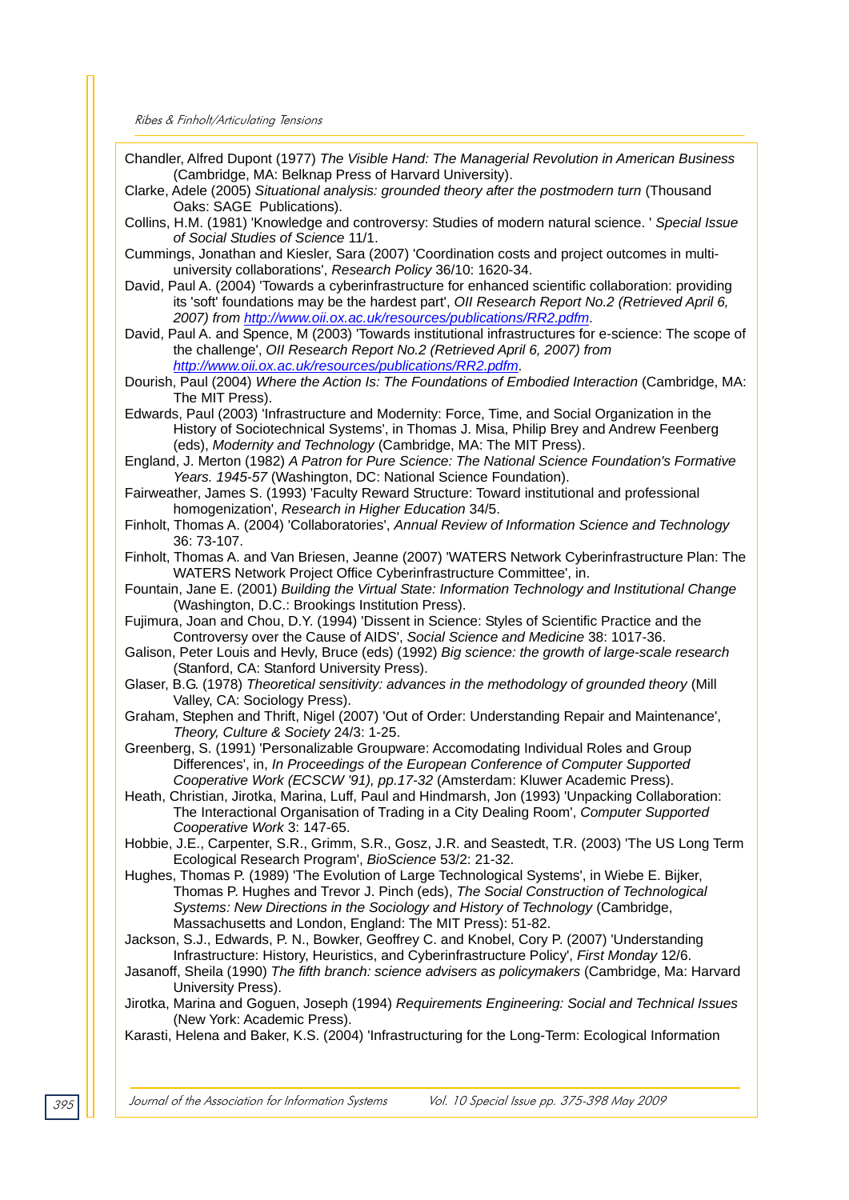Chandler, Alfred Dupont (1977) *The Visible Hand: The Managerial Revolution in American Business* (Cambridge, MA: Belknap Press of Harvard University).

Clarke, Adele (2005) *Situational analysis: grounded theory after the postmodern turn* (Thousand Oaks: SAGE Publications).

Collins, H.M. (1981) 'Knowledge and controversy: Studies of modern natural science. ' *Special Issue of Social Studies of Science* 11/1.

Cummings, Jonathan and Kiesler, Sara (2007) 'Coordination costs and project outcomes in multi-university collaborations', *Research Policy* 36/10: 1620-34.

David, Paul A. (2004) 'Towards a cyberinfrastructure for enhanced scientific collaboration: providing its 'soft' foundations may be the hardest part', *OII Research Report No.2 (Retrieved April 6, 2007) from http://www.oii.ox.ac.uk/resources/publications/RR2.pdfm*.

David, Paul A. and Spence, M (2003) 'Towards institutional infrastructures for e-science: The scope of the challenge', *OII Research Report No.2 (Retrieved April 6, 2007) from http://www.oii.ox.ac.uk/resources/publications/RR2.pdfm*.

Dourish, Paul (2004) *Where the Action Is: The Foundations of Embodied Interaction* (Cambridge, MA: The MIT Press).

Edwards, Paul (2003) 'Infrastructure and Modernity: Force, Time, and Social Organization in the History of Sociotechnical Systems', in Thomas J. Misa, Philip Brey and Andrew Feenberg (eds), *Modernity and Technology* (Cambridge, MA: The MIT Press).

England, J. Merton (1982) *A Patron for Pure Science: The National Science Foundation's Formative Years. 1945-57* (Washington, DC: National Science Foundation).

Fairweather, James S. (1993) 'Faculty Reward Structure: Toward institutional and professional homogenization', *Research in Higher Education* 34/5.

Finholt, Thomas A. (2004) 'Collaboratories', *Annual Review of Information Science and Technology* 36: 73-107.

Finholt, Thomas A. and Van Briesen, Jeanne (2007) 'WATERS Network Cyberinfrastructure Plan: The WATERS Network Project Office Cyberinfrastructure Committee', in.

Fountain, Jane E. (2001) *Building the Virtual State: Information Technology and Institutional Change* (Washington, D.C.: Brookings Institution Press).

Fujimura, Joan and Chou, D.Y. (1994) 'Dissent in Science: Styles of Scientific Practice and the Controversy over the Cause of AIDS', *Social Science and Medicine* 38: 1017-36.

Galison, Peter Louis and Hevly, Bruce (eds) (1992) *Big science: the growth of large-scale research* (Stanford, CA: Stanford University Press).

Glaser, B.G. (1978) *Theoretical sensitivity: advances in the methodology of grounded theory* (Mill Valley, CA: Sociology Press).

Graham, Stephen and Thrift, Nigel (2007) 'Out of Order: Understanding Repair and Maintenance', *Theory, Culture & Society* 24/3: 1-25.

Greenberg, S. (1991) 'Personalizable Groupware: Accomodating Individual Roles and Group Differences', in, *In Proceedings of the European Conference of Computer Supported Cooperative Work (ECSCW '91), pp.17-32* (Amsterdam: Kluwer Academic Press).

Heath, Christian, Jirotka, Marina, Luff, Paul and Hindmarsh, Jon (1993) 'Unpacking Collaboration: The Interactional Organisation of Trading in a City Dealing Room', *Computer Supported Cooperative Work* 3: 147-65.

Hobbie, J.E., Carpenter, S.R., Grimm, S.R., Gosz, J.R. and Seastedt, T.R. (2003) 'The US Long Term Ecological Research Program', *BioScience* 53/2: 21-32.

Hughes, Thomas P. (1989) 'The Evolution of Large Technological Systems', in Wiebe E. Bijker, Thomas P. Hughes and Trevor J. Pinch (eds), *The Social Construction of Technological Systems: New Directions in the Sociology and History of Technology* (Cambridge, Massachusetts and London, England: The MIT Press): 51-82.

Jackson, S.J., Edwards, P. N., Bowker, Geoffrey C. and Knobel, Cory P. (2007) 'Understanding Infrastructure: History, Heuristics, and Cyberinfrastructure Policy', *First Monday* 12/6.

Jasanoff, Sheila (1990) *The fifth branch: science advisers as policymakers* (Cambridge, Ma: Harvard University Press).

Jirotka, Marina and Goguen, Joseph (1994) *Requirements Engineering: Social and Technical Issues* (New York: Academic Press).

Karasti, Helena and Baker, K.S. (2004) 'Infrastructuring for the Long-Term: Ecological Information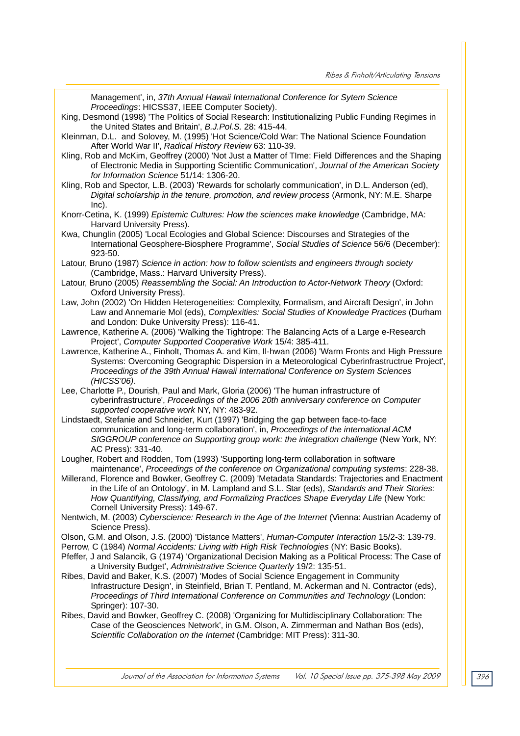Management', in, *37th Annual Hawaii International Conference for Sytem Science Proceedings*: HICSS37, IEEE Computer Society).

King, Desmond (1998) 'The Politics of Social Research: Institutionalizing Public Funding Regimes in the United States and Britain', *B.J.Pol.S.* 28: 415-44.

Kleinman, D.L. and Solovey, M. (1995) 'Hot Science/Cold War: The National Science Foundation After World War II', *Radical History Review* 63: 110-39.

Kling, Rob and McKim, Geoffrey (2000) 'Not Just a Matter of TIme: Field Differences and the Shaping of Electronic Media in Supporting Scientific Communication', *Journal of the American Society for Information Science* 51/14: 1306-20.

Kling, Rob and Spector, L.B. (2003) 'Rewards for scholarly communication', in D.L. Anderson (ed), *Digital scholarship in the tenure, promotion, and review process* (Armonk, NY: M.E. Sharpe Inc).

Knorr-Cetina, K. (1999) *Epistemic Cultures: How the sciences make knowledge* (Cambridge, MA: Harvard University Press).

Kwa, Chunglin (2005) 'Local Ecologies and Global Science: Discourses and Strategies of the International Geosphere-Biosphere Programme', *Social Studies of Science* 56/6 (December): 923-50.

Latour, Bruno (1987) *Science in action: how to follow scientists and engineers through society* (Cambridge, Mass.: Harvard University Press).

Latour, Bruno (2005) *Reassembling the Social: An Introduction to Actor-Network Theory* (Oxford: Oxford University Press).

Law, John (2002) 'On Hidden Heterogeneities: Complexity, Formalism, and Aircraft Design', in John Law and Annemarie Mol (eds), *Complexities: Social Studies of Knowledge Practices* (Durham and London: Duke University Press): 116-41.

Lawrence, Katherine A. (2006) 'Walking the Tightrope: The Balancing Acts of a Large e-Research Project', *Computer Supported Cooperative Work* 15/4: 385-411.

Lawrence, Katherine A., Finholt, Thomas A. and Kim, Il-hwan (2006) 'Warm Fronts and High Pressure Systems: Overcoming Geographic Dispersion in a Meteorological Cyberinfrastructrue Project', *Proceedings of the 39th Annual Hawaii International Conference on System Sciences (HICSS'06)*.

Lee, Charlotte P., Dourish, Paul and Mark, Gloria (2006) 'The human infrastructure of cyberinfrastructure', *Proceedings of the 2006 20th anniversary conference on Computer supported cooperative work* NY, NY: 483-92.

Lindstaedt, Stefanie and Schneider, Kurt (1997) 'Bridging the gap between face-to-face communication and long-term collaboration', in, *Proceedings of the international ACM SIGGROUP conference on Supporting group work: the integration challenge* (New York, NY: AC Press): 331-40.

Lougher, Robert and Rodden, Tom (1993) 'Supporting long-term collaboration in software maintenance', *Proceedings of the conference on Organizational computing systems*: 228-38.

Millerand, Florence and Bowker, Geoffrey C. (2009) 'Metadata Standards: Trajectories and Enactment in the Life of an Ontology', in M. Lampland and S.L. Star (eds), *Standards and Their Stories: How Quantifying, Classifying, and Formalizing Practices Shape Everyday Life* (New York: Cornell University Press): 149-67.

Nentwich, M. (2003) *Cyberscience: Research in the Age of the Internet* (Vienna: Austrian Academy of Science Press).

Olson, G.M. and Olson, J.S. (2000) 'Distance Matters', *Human-Computer Interaction* 15/2-3: 139-79.

Perrow, C (1984) *Normal Accidents: Living with High Risk Technologies* (NY: Basic Books).

Pfeffer, J and Salancik, G (1974) 'Organizational Decision Making as a Political Process: The Case of a University Budget', *Administrative Science Quarterly* 19/2: 135-51.

Ribes, David and Baker, K.S. (2007) 'Modes of Social Science Engagement in Community Infrastructure Design', in Steinfield, Brian T. Pentland, M. Ackerman and N. Contractor (eds), *Proceedings of Third International Conference on Communities and Technology* (London: Springer): 107-30.

Ribes, David and Bowker, Geoffrey C. (2008) 'Organizing for Multidisciplinary Collaboration: The Case of the Geosciences Network', in G.M. Olson, A. Zimmerman and Nathan Bos (eds), *Scientific Collaboration on the Internet* (Cambridge: MIT Press): 311-30.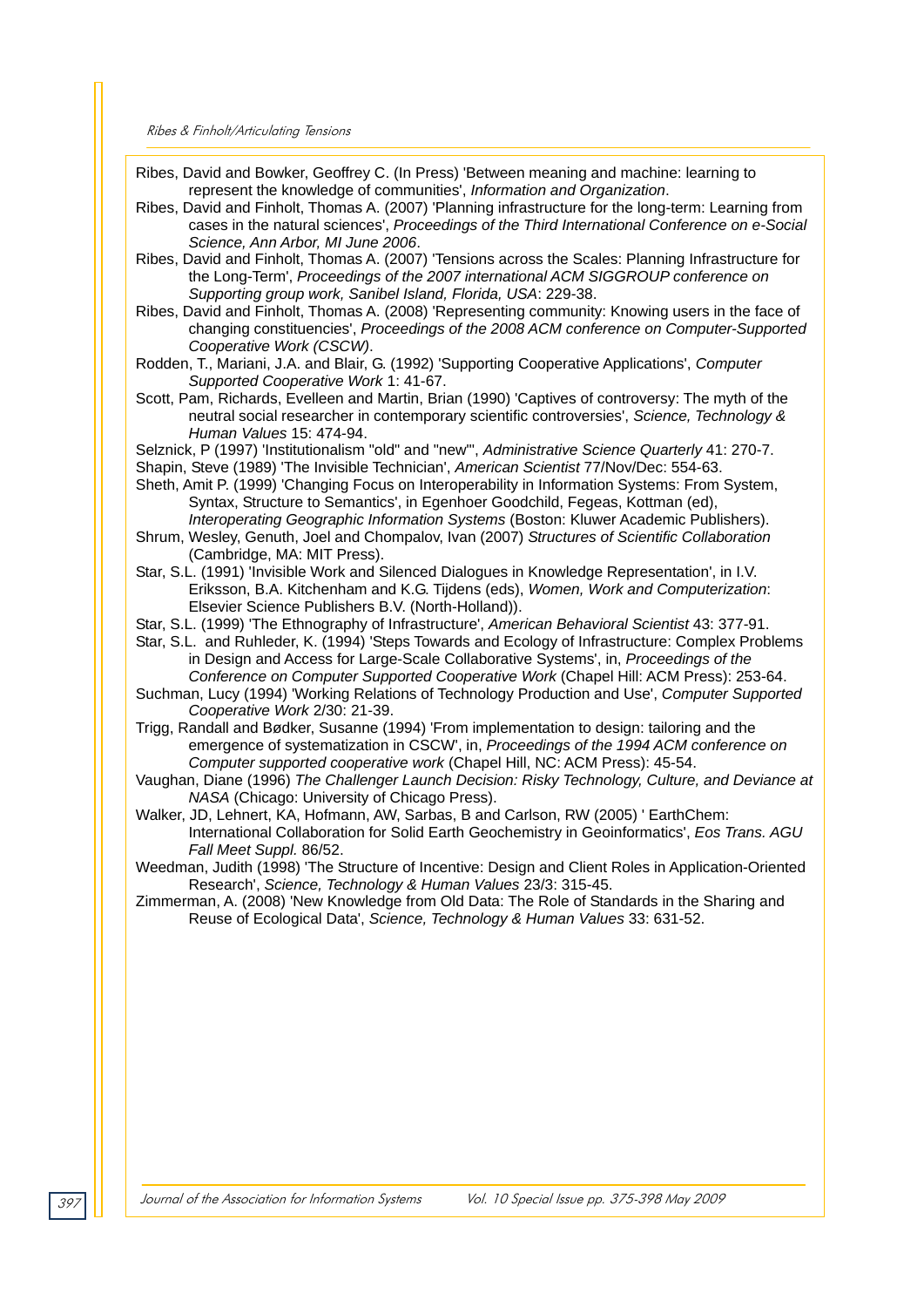Ribes, David and Bowker, Geoffrey C. (In Press) 'Between meaning and machine: learning to represent the knowledge of communities', *Information and Organization*.

Ribes, David and Finholt, Thomas A. (2007) 'Planning infrastructure for the long-term: Learning from cases in the natural sciences', *Proceedings of the Third International Conference on e-Social Science, Ann Arbor, MI June 2006*.

Ribes, David and Finholt, Thomas A. (2007) 'Tensions across the Scales: Planning Infrastructure for the Long-Term', *Proceedings of the 2007 international ACM SIGGROUP conference on Supporting group work, Sanibel Island, Florida, USA*: 229-38.

Ribes, David and Finholt, Thomas A. (2008) 'Representing community: Knowing users in the face of changing constituencies', *Proceedings of the 2008 ACM conference on Computer-Supported Cooperative Work (CSCW)*.

Rodden, T., Mariani, J.A. and Blair, G. (1992) 'Supporting Cooperative Applications', *Computer Supported Cooperative Work* 1: 41-67.

Scott, Pam, Richards, Evelleen and Martin, Brian (1990) 'Captives of controversy: The myth of the neutral social researcher in contemporary scientific controversies', *Science, Technology & Human Values* 15: 474-94.

Selznick, P (1997) 'Institutionalism "old" and "new"', *Administrative Science Quarterly* 41: 270-7.

Shapin, Steve (1989) 'The Invisible Technician', *American Scientist* 77/Nov/Dec: 554-63.

Sheth, Amit P. (1999) 'Changing Focus on Interoperability in Information Systems: From System, Syntax, Structure to Semantics', in Egenhoer Goodchild, Fegeas, Kottman (ed), *Interoperating Geographic Information Systems* (Boston: Kluwer Academic Publishers).

Shrum, Wesley, Genuth, Joel and Chompalov, Ivan (2007) *Structures of Scientific Collaboration* (Cambridge, MA: MIT Press).

Star, S.L. (1991) 'Invisible Work and Silenced Dialogues in Knowledge Representation', in I.V. Eriksson, B.A. Kitchenham and K.G. Tijdens (eds), *Women, Work and Computerization*: Elsevier Science Publishers B.V. (North-Holland)).

Star, S.L. (1999) 'The Ethnography of Infrastructure', *American Behavioral Scientist* 43: 377-91.

Star, S.L. and Ruhleder, K. (1994) 'Steps Towards and Ecology of Infrastructure: Complex Problems in Design and Access for Large-Scale Collaborative Systems', in, *Proceedings of the Conference on Computer Supported Cooperative Work* (Chapel Hill: ACM Press): 253-64.

Suchman, Lucy (1994) 'Working Relations of Technology Production and Use', *Computer Supported Cooperative Work* 2/30: 21-39.

Trigg, Randall and Bødker, Susanne (1994) 'From implementation to design: tailoring and the emergence of systematization in CSCW', in, *Proceedings of the 1994 ACM conference on Computer supported cooperative work* (Chapel Hill, NC: ACM Press): 45-54.

Vaughan, Diane (1996) *The Challenger Launch Decision: Risky Technology, Culture, and Deviance at NASA* (Chicago: University of Chicago Press).

Walker, JD, Lehnert, KA, Hofmann, AW, Sarbas, B and Carlson, RW (2005) ' EarthChem: International Collaboration for Solid Earth Geochemistry in Geoinformatics', *Eos Trans. AGU Fall Meet Suppl.* 86/52.

Weedman, Judith (1998) 'The Structure of Incentive: Design and Client Roles in Application-Oriented Research', *Science, Technology & Human Values* 23/3: 315-45.

Zimmerman, A. (2008) 'New Knowledge from Old Data: The Role of Standards in the Sharing and Reuse of Ecological Data', *Science, Technology & Human Values* 33: 631-52.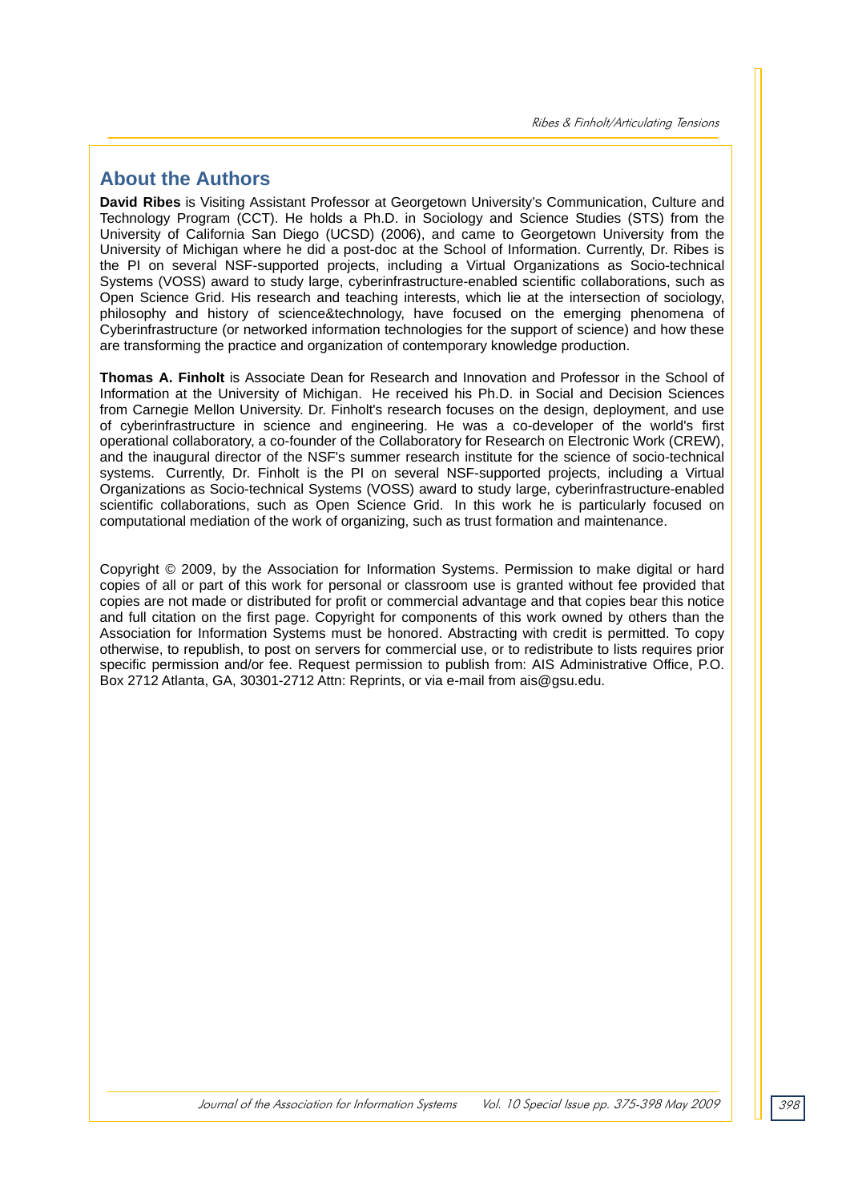## About the Authors

**David Ribes** is Visiting Assistant Professor at Georgetown University's Communication, Culture and Technology Program (CCT). He holds a Ph.D. in Sociology and Science Studies (STS) from the University of California San Diego (UCSD) (2006), and came to Georgetown University from the University of Michigan where he did a post-doc at the School of Information. Currently, Dr. Ribes is the PI on several NSF-supported projects, including a Virtual Organizations as Socio-technical Systems (VOSS) award to study large, cyberinfrastructure-enabled scientific collaborations, such as Open Science Grid. His research and teaching interests, which lie at the intersection of sociology, philosophy and history of science&technology, have focused on the emerging phenomena of Cyberinfrastructure (or networked information technologies for the support of science) and how these are transforming the practice and organization of contemporary knowledge production.

**Thomas A. Finholt** is Associate Dean for Research and Innovation and Professor in the School of Information at the University of Michigan. He received his Ph.D. in Social and Decision Sciences from Carnegie Mellon University. Dr. Finholt's research focuses on the design, deployment, and use of cyberinfrastructure in science and engineering. He was a co-developer of the world's first operational collaboratory, a co-founder of the Collaboratory for Research on Electronic Work (CREW), and the inaugural director of the NSF's summer research institute for the science of socio-technical systems. Currently, Dr. Finholt is the PI on several NSF-supported projects, including a Virtual Organizations as Socio-technical Systems (VOSS) award to study large, cyberinfrastructure-enabled scientific collaborations, such as Open Science Grid. In this work he is particularly focused on computational mediation of the work of organizing, such as trust formation and maintenance.

Copyright © 2009, by the Association for Information Systems. Permission to make digital or hard copies of all or part of this work for personal or classroom use is granted without fee provided that copies are not made or distributed for profit or commercial advantage and that copies bear this notice and full citation on the first page. Copyright for components of this work owned by others than the Association for Information Systems must be honored. Abstracting with credit is permitted. To copy otherwise, to republish, to post on servers for commercial use, or to redistribute to lists requires prior specific permission and/or fee. Request permission to publish from: AIS Administrative Office, P.O. Box 2712 Atlanta, GA, 30301-2712 Attn: Reprints, or via e-mail from ais@gsu.edu.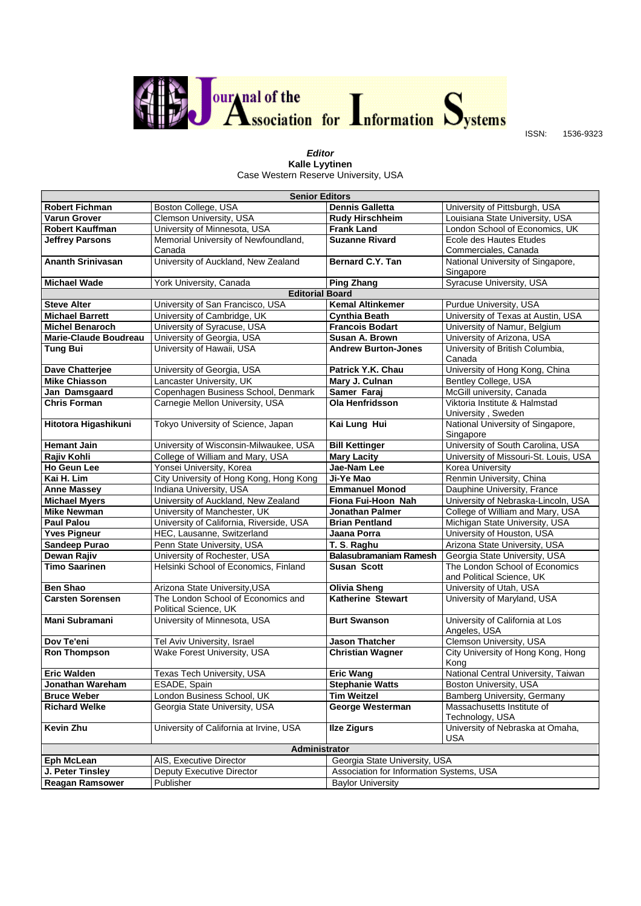# Journal of the Association for Information Systems

ISSN: 1536-9323

***Editor***
**Kalle Lyytinen**
Case Western Reserve University, USA

| | | | |
|---|---|---|---|
| **Senior Editors** | | | |
| **Robert Fichman** | Boston College, USA | **Dennis Galletta** | University of Pittsburgh, USA |
| **Varun Grover** | Clemson University, USA | **Rudy Hirschheim** | Louisiana State University, USA |
| **Robert Kauffman** | University of Minnesota, USA | **Frank Land** | London School of Economics, UK |
| **Jeffrey Parsons** | Memorial University of Newfoundland, Canada | **Suzanne Rivard** | Ecole des Hautes Etudes Commerciales, Canada |
| **Ananth Srinivasan** | University of Auckland, New Zealand | **Bernard C.Y. Tan** | National University of Singapore, Singapore |
| **Michael Wade** | York University, Canada | **Ping Zhang** | Syracuse University, USA |
| **Editorial Board** | | | |
| **Steve Alter** | University of San Francisco, USA | **Kemal Altinkemer** | Purdue University, USA |
| **Michael Barrett** | University of Cambridge, UK | **Cynthia Beath** | University of Texas at Austin, USA |
| **Michel Benaroch** | University of Syracuse, USA | **Francois Bodart** | University of Namur, Belgium |
| **Marie-Claude Boudreau** | University of Georgia, USA | **Susan A. Brown** | University of Arizona, USA |
| **Tung Bui** | University of Hawaii, USA | **Andrew Burton-Jones** | University of British Columbia, Canada |
| **Dave Chatterjee** | University of Georgia, USA | **Patrick Y.K. Chau** | University of Hong Kong, China |
| **Mike Chiasson** | Lancaster University, UK | **Mary J. Culnan** | Bentley College, USA |
| **Jan Damsgaard** | Copenhagen Business School, Denmark | **Samer Faraj** | McGill university, Canada |
| **Chris Forman** | Carnegie Mellon University, USA | **Ola Henfridsson** | Viktoria Institute & Halmstad University , Sweden |
| **Hitotora Higashikuni** | Tokyo University of Science, Japan | **Kai Lung Hui** | National University of Singapore, Singapore |
| **Hemant Jain** | University of Wisconsin-Milwaukee, USA | **Bill Kettinger** | University of South Carolina, USA |
| **Rajiv Kohli** | College of William and Mary, USA | **Mary Lacity** | University of Missouri-St. Louis, USA |
| **Ho Geun Lee** | Yonsei University, Korea | **Jae-Nam Lee** | Korea University |
| **Kai H. Lim** | City University of Hong Kong, Hong Kong | **Ji-Ye Mao** | Renmin University, China |
| **Anne Massey** | Indiana University, USA | **Emmanuel Monod** | Dauphine University, France |
| **Michael Myers** | University of Auckland, New Zealand | **Fiona Fui-Hoon Nah** | University of Nebraska-Lincoln, USA |
| **Mike Newman** | University of Manchester, UK | **Jonathan Palmer** | College of William and Mary, USA |
| **Paul Palou** | University of California, Riverside, USA | **Brian Pentland** | Michigan State University, USA |
| **Yves Pigneur** | HEC, Lausanne, Switzerland | **Jaana Porra** | University of Houston, USA |
| **Sandeep Purao** | Penn State University, USA | **T. S. Raghu** | Arizona State University, USA |
| **Dewan Rajiv** | University of Rochester, USA | **Balasubramaniam Ramesh** | Georgia State University, USA |
| **Timo Saarinen** | Helsinki School of Economics, Finland | **Susan Scott** | The London School of Economics and Political Science, UK |
| **Ben Shao** | Arizona State University,USA | **Olivia Sheng** | University of Utah, USA |
| **Carsten Sorensen** | The London School of Economics and Political Science, UK | **Katherine Stewart** | University of Maryland, USA |
| **Mani Subramani** | University of Minnesota, USA | **Burt Swanson** | University of California at Los Angeles, USA |
| **Dov Te'eni** | Tel Aviv University, Israel | **Jason Thatcher** | Clemson University, USA |
| **Ron Thompson** | Wake Forest University, USA | **Christian Wagner** | City University of Hong Kong, Hong Kong |
| **Eric Walden** | Texas Tech University, USA | **Eric Wang** | National Central University, Taiwan |
| **Jonathan Wareham** | ESADE, Spain | **Stephanie Watts** | Boston University, USA |
| **Bruce Weber** | London Business School, UK | **Tim Weitzel** | Bamberg University, Germany |
| **Richard Welke** | Georgia State University, USA | **George Westerman** | Massachusetts Institute of Technology, USA |
| **Kevin Zhu** | University of California at Irvine, USA | **Ilze Zigurs** | University of Nebraska at Omaha, USA |
| **Administrator** | | | |
| **Eph McLean** | AIS, Executive Director | Georgia State University, USA | |
| **J. Peter Tinsley** | Deputy Executive Director | Association for Information Systems, USA | |
| **Reagan Ramsower** | Publisher | Baylor University | |